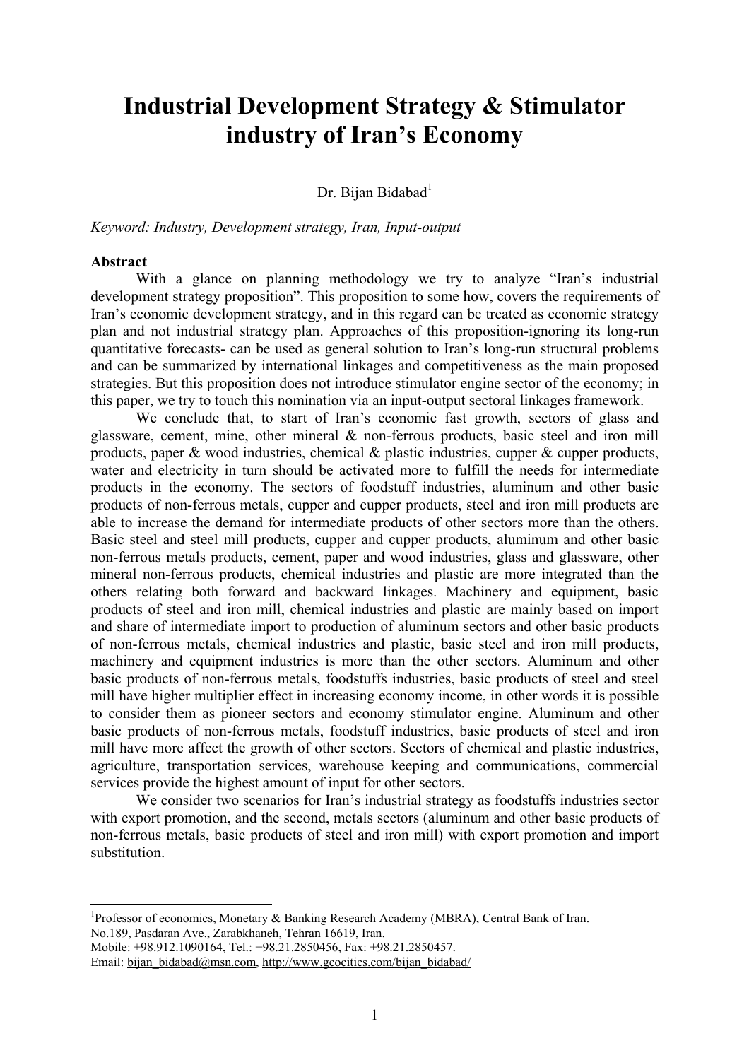# Industrial Development Strategy & Stimulator industry of Iran's Economy

Dr. Bijan Bidabad[1]

*Keyword: Industry, Development strategy, Iran, Input-output*

**Abstract**

With a glance on planning methodology we try to analyze "Iran's industrial development strategy proposition". This proposition to some how, covers the requirements of Iran's economic development strategy, and in this regard can be treated as economic strategy plan and not industrial strategy plan. Approaches of this proposition-ignoring its long-run quantitative forecasts- can be used as general solution to Iran's long-run structural problems and can be summarized by international linkages and competitiveness as the main proposed strategies. But this proposition does not introduce stimulator engine sector of the economy; in this paper, we try to touch this nomination via an input-output sectoral linkages framework.

We conclude that, to start of Iran's economic fast growth, sectors of glass and glassware, cement, mine, other mineral & non-ferrous products, basic steel and iron mill products, paper & wood industries, chemical & plastic industries, cupper & cupper products, water and electricity in turn should be activated more to fulfill the needs for intermediate products in the economy. The sectors of foodstuff industries, aluminum and other basic products of non-ferrous metals, cupper and cupper products, steel and iron mill products are able to increase the demand for intermediate products of other sectors more than the others. Basic steel and steel mill products, cupper and cupper products, aluminum and other basic non-ferrous metals products, cement, paper and wood industries, glass and glassware, other mineral non-ferrous products, chemical industries and plastic are more integrated than the others relating both forward and backward linkages. Machinery and equipment, basic products of steel and iron mill, chemical industries and plastic are mainly based on import and share of intermediate import to production of aluminum sectors and other basic products of non-ferrous metals, chemical industries and plastic, basic steel and iron mill products, machinery and equipment industries is more than the other sectors. Aluminum and other basic products of non-ferrous metals, foodstuffs industries, basic products of steel and steel mill have higher multiplier effect in increasing economy income, in other words it is possible to consider them as pioneer sectors and economy stimulator engine. Aluminum and other basic products of non-ferrous metals, foodstuff industries, basic products of steel and iron mill have more affect the growth of other sectors. Sectors of chemical and plastic industries, agriculture, transportation services, warehouse keeping and communications, commercial services provide the highest amount of input for other sectors.

We consider two scenarios for Iran's industrial strategy as foodstuffs industries sector with export promotion, and the second, metals sectors (aluminum and other basic products of non-ferrous metals, basic products of steel and iron mill) with export promotion and import substitution.

---

[1] Professor of economics, Monetary & Banking Research Academy (MBRA), Central Bank of Iran. No.189, Pasdaran Ave., Zarabkhaneh, Tehran 16619, Iran.
Mobile: +98.912.1090164, Tel.: +98.21.2850456, Fax: +98.21.2850457.
Email: bijan_bidabad@msn.com, http://www.geocities.com/bijan_bidabad/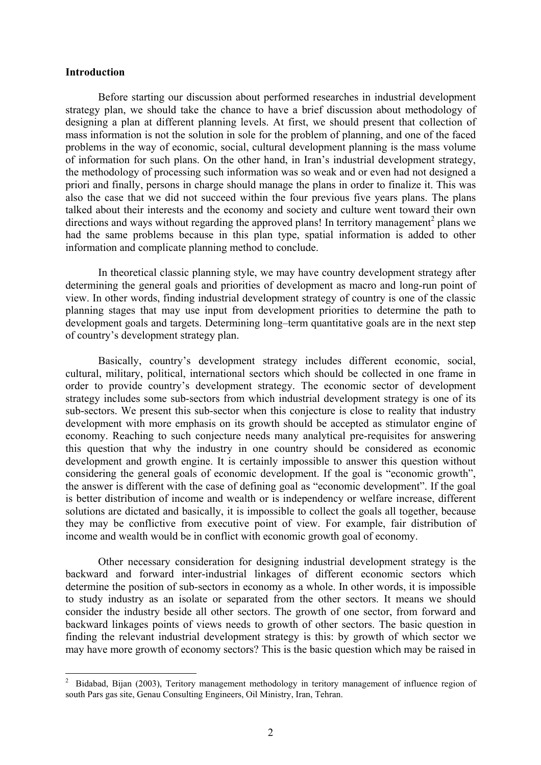## Introduction

Before starting our discussion about performed researches in industrial development strategy plan, we should take the chance to have a brief discussion about methodology of designing a plan at different planning levels. At first, we should present that collection of mass information is not the solution in sole for the problem of planning, and one of the faced problems in the way of economic, social, cultural development planning is the mass volume of information for such plans. On the other hand, in Iran's industrial development strategy, the methodology of processing such information was so weak and or even had not designed a priori and finally, persons in charge should manage the plans in order to finalize it. This was also the case that we did not succeed within the four previous five years plans. The plans talked about their interests and the economy and society and culture went toward their own directions and ways without regarding the approved plans! In territory management[2] plans we had the same problems because in this plan type, spatial information is added to other information and complicate planning method to conclude.

In theoretical classic planning style, we may have country development strategy after determining the general goals and priorities of development as macro and long-run point of view. In other words, finding industrial development strategy of country is one of the classic planning stages that may use input from development priorities to determine the path to development goals and targets. Determining long–term quantitative goals are in the next step of country's development strategy plan.

Basically, country's development strategy includes different economic, social, cultural, military, political, international sectors which should be collected in one frame in order to provide country's development strategy. The economic sector of development strategy includes some sub-sectors from which industrial development strategy is one of its sub-sectors. We present this sub-sector when this conjecture is close to reality that industry development with more emphasis on its growth should be accepted as stimulator engine of economy. Reaching to such conjecture needs many analytical pre-requisites for answering this question that why the industry in one country should be considered as economic development and growth engine. It is certainly impossible to answer this question without considering the general goals of economic development. If the goal is "economic growth", the answer is different with the case of defining goal as "economic development". If the goal is better distribution of income and wealth or is independency or welfare increase, different solutions are dictated and basically, it is impossible to collect the goals all together, because they may be conflictive from executive point of view. For example, fair distribution of income and wealth would be in conflict with economic growth goal of economy.

Other necessary consideration for designing industrial development strategy is the backward and forward inter-industrial linkages of different economic sectors which determine the position of sub-sectors in economy as a whole. In other words, it is impossible to study industry as an isolate or separated from the other sectors. It means we should consider the industry beside all other sectors. The growth of one sector, from forward and backward linkages points of views needs to growth of other sectors. The basic question in finding the relevant industrial development strategy is this: by growth of which sector we may have more growth of economy sectors? This is the basic question which may be raised in

---

[2] Bidabad, Bijan (2003), Teritory management methodology in teritory management of influence region of south Pars gas site, Genau Consulting Engineers, Oil Ministry, Iran, Tehran.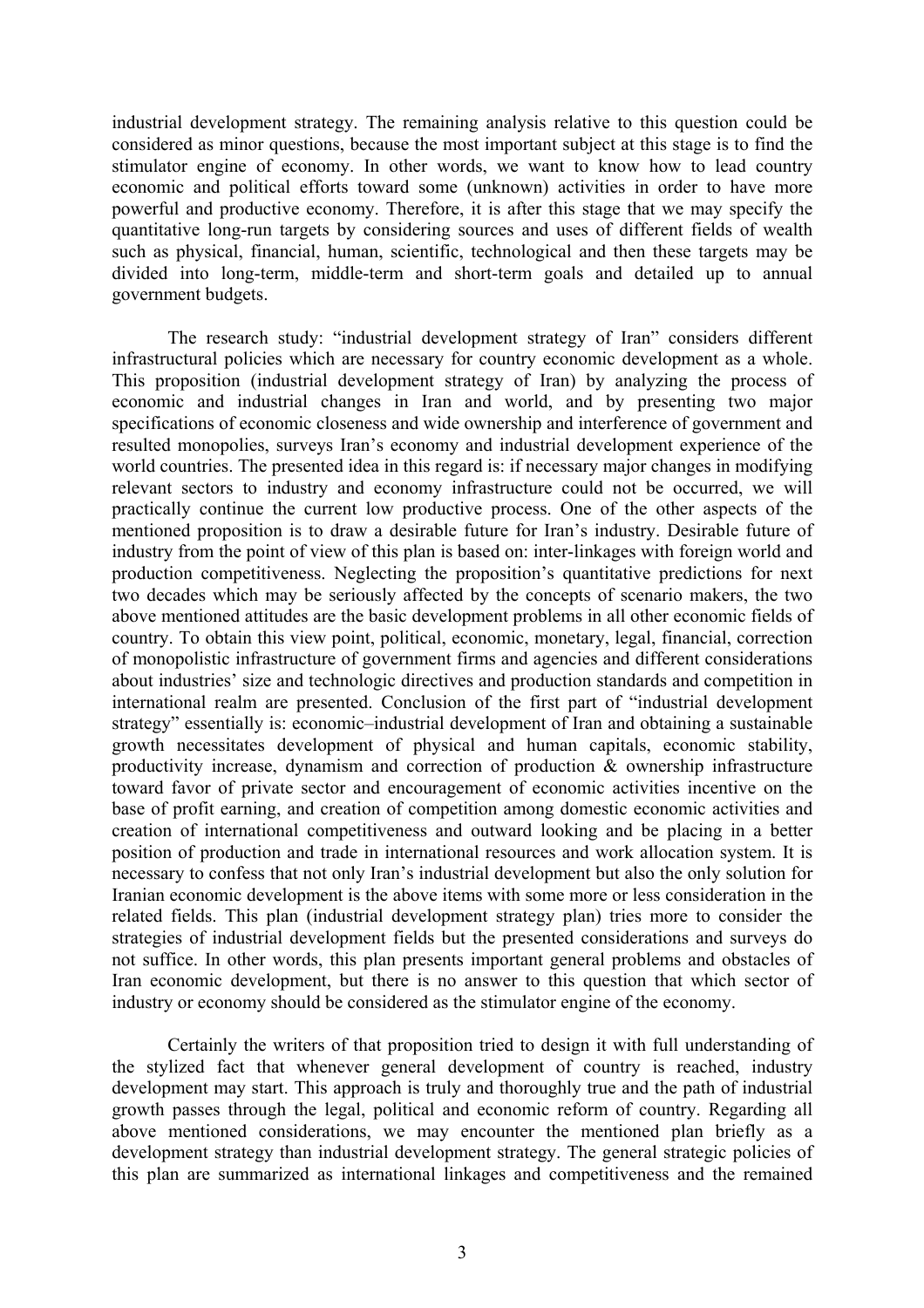industrial development strategy. The remaining analysis relative to this question could be considered as minor questions, because the most important subject at this stage is to find the stimulator engine of economy. In other words, we want to know how to lead country economic and political efforts toward some (unknown) activities in order to have more powerful and productive economy. Therefore, it is after this stage that we may specify the quantitative long-run targets by considering sources and uses of different fields of wealth such as physical, financial, human, scientific, technological and then these targets may be divided into long-term, middle-term and short-term goals and detailed up to annual government budgets.

The research study: "industrial development strategy of Iran" considers different infrastructural policies which are necessary for country economic development as a whole. This proposition (industrial development strategy of Iran) by analyzing the process of economic and industrial changes in Iran and world, and by presenting two major specifications of economic closeness and wide ownership and interference of government and resulted monopolies, surveys Iran's economy and industrial development experience of the world countries. The presented idea in this regard is: if necessary major changes in modifying relevant sectors to industry and economy infrastructure could not be occurred, we will practically continue the current low productive process. One of the other aspects of the mentioned proposition is to draw a desirable future for Iran's industry. Desirable future of industry from the point of view of this plan is based on: inter-linkages with foreign world and production competitiveness. Neglecting the proposition's quantitative predictions for next two decades which may be seriously affected by the concepts of scenario makers, the two above mentioned attitudes are the basic development problems in all other economic fields of country. To obtain this view point, political, economic, monetary, legal, financial, correction of monopolistic infrastructure of government firms and agencies and different considerations about industries' size and technologic directives and production standards and competition in international realm are presented. Conclusion of the first part of "industrial development strategy" essentially is: economic–industrial development of Iran and obtaining a sustainable growth necessitates development of physical and human capitals, economic stability, productivity increase, dynamism and correction of production & ownership infrastructure toward favor of private sector and encouragement of economic activities incentive on the base of profit earning, and creation of competition among domestic economic activities and creation of international competitiveness and outward looking and be placing in a better position of production and trade in international resources and work allocation system. It is necessary to confess that not only Iran's industrial development but also the only solution for Iranian economic development is the above items with some more or less consideration in the related fields. This plan (industrial development strategy plan) tries more to consider the strategies of industrial development fields but the presented considerations and surveys do not suffice. In other words, this plan presents important general problems and obstacles of Iran economic development, but there is no answer to this question that which sector of industry or economy should be considered as the stimulator engine of the economy.

Certainly the writers of that proposition tried to design it with full understanding of the stylized fact that whenever general development of country is reached, industry development may start. This approach is truly and thoroughly true and the path of industrial growth passes through the legal, political and economic reform of country. Regarding all above mentioned considerations, we may encounter the mentioned plan briefly as a development strategy than industrial development strategy. The general strategic policies of this plan are summarized as international linkages and competitiveness and the remained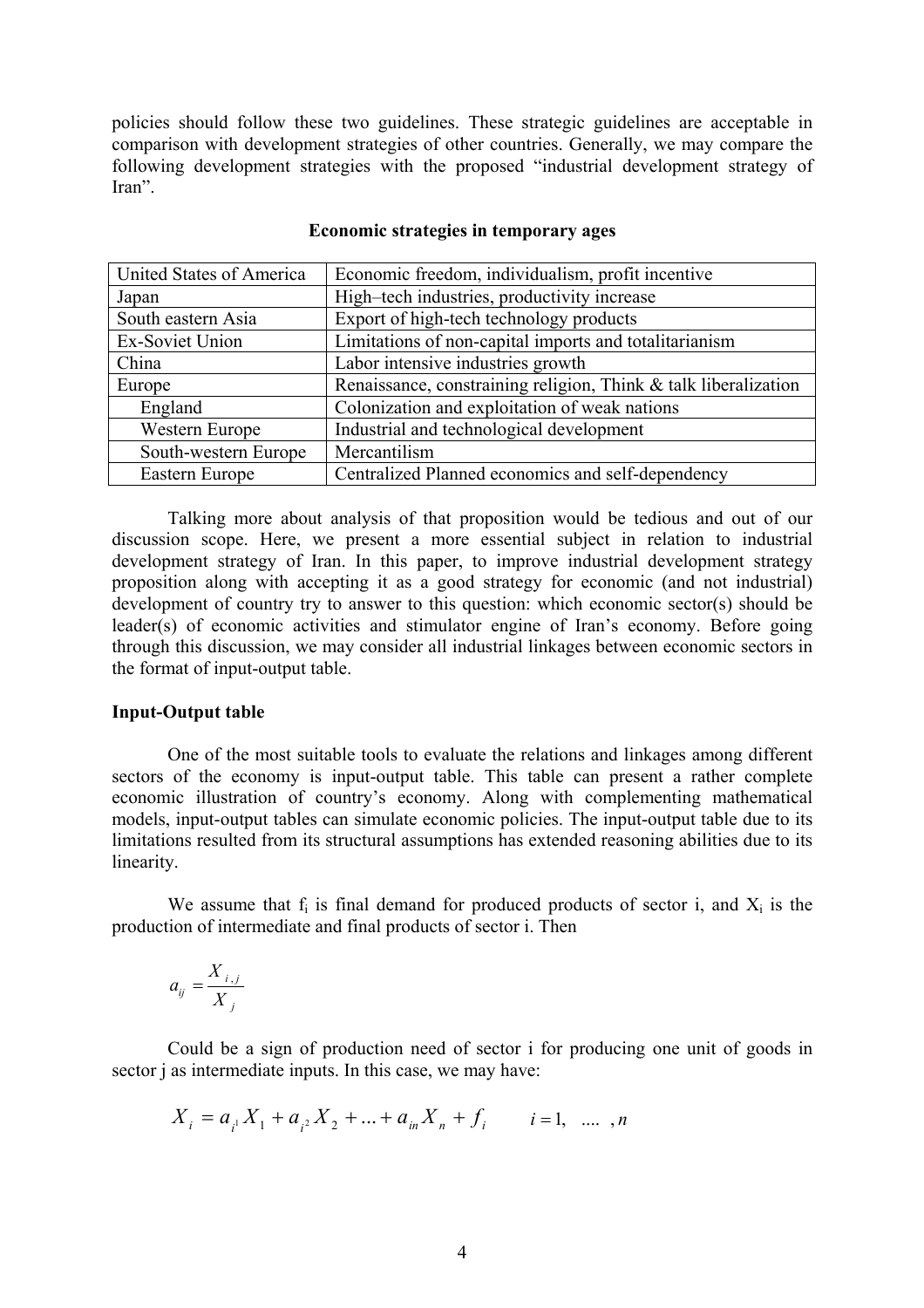policies should follow these two guidelines. These strategic guidelines are acceptable in comparison with development strategies of other countries. Generally, we may compare the following development strategies with the proposed "industrial development strategy of Iran".

**Economic strategies in temporary ages**

| | |
|---|---|
| United States of America | Economic freedom, individualism, profit incentive |
| Japan | High–tech industries, productivity increase |
| South eastern Asia | Export of high-tech technology products |
| Ex-Soviet Union | Limitations of non-capital imports and totalitarianism |
| China | Labor intensive industries growth |
| Europe | Renaissance, constraining religion, Think & talk liberalization |
| England | Colonization and exploitation of weak nations |
| Western Europe | Industrial and technological development |
| South-western Europe | Mercantilism |
| Eastern Europe | Centralized Planned economics and self-dependency |

Talking more about analysis of that proposition would be tedious and out of our discussion scope. Here, we present a more essential subject in relation to industrial development strategy of Iran. In this paper, to improve industrial development strategy proposition along with accepting it as a good strategy for economic (and not industrial) development of country try to answer to this question: which economic sector(s) should be leader(s) of economic activities and stimulator engine of Iran's economy. Before going through this discussion, we may consider all industrial linkages between economic sectors in the format of input-output table.

**Input-Output table**

One of the most suitable tools to evaluate the relations and linkages among different sectors of the economy is input-output table. This table can present a rather complete economic illustration of country's economy. Along with complementing mathematical models, input-output tables can simulate economic policies. The input-output table due to its limitations resulted from its structural assumptions has extended reasoning abilities due to its linearity.

We assume that $f_i$ is final demand for produced products of sector i, and $X_i$ is the production of intermediate and final products of sector i. Then

$$a_{ij} = \frac{X_{i,j}}{X_j}$$

Could be a sign of production need of sector i for producing one unit of goods in sector j as intermediate inputs. In this case, we may have:

$$X_i = a_{i1} X_1 + a_{i2} X_2 + \ldots + a_{in} X_n + f_i \qquad i = 1, \ \ldots\ , n$$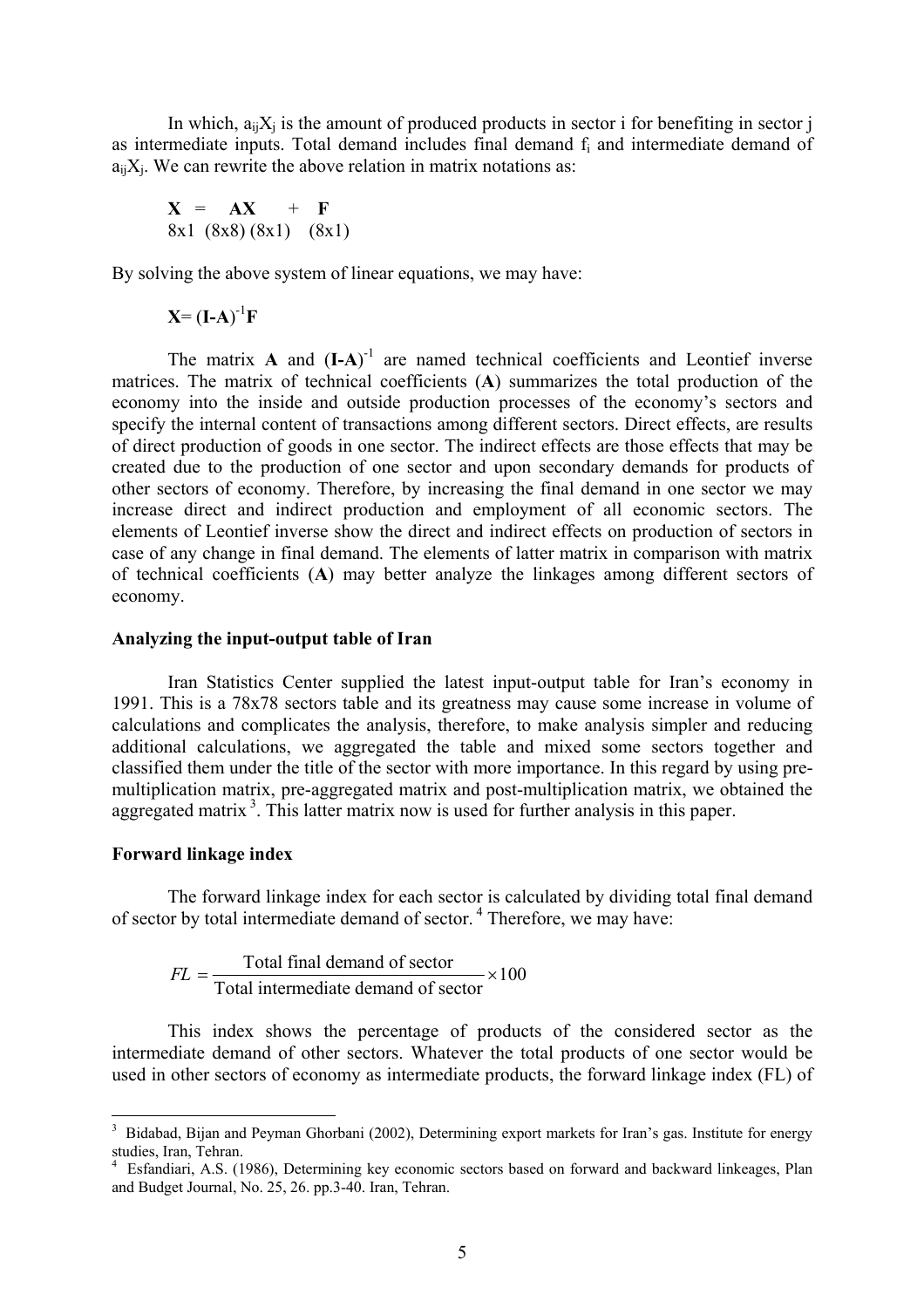In which, $a_{ij}X_j$ is the amount of produced products in sector i for benefiting in sector j as intermediate inputs. Total demand includes final demand $f_i$ and intermediate demand of $a_{ij}X_j$. We can rewrite the above relation in matrix notations as:

$$\underset{8\times1}{\mathbf{X}} = \underset{(8\times8)\,(8\times1)}{\mathbf{AX}} + \underset{(8\times1)}{\mathbf{F}}$$

By solving the above system of linear equations, we may have:

$$\mathbf{X} = (\mathbf{I}-\mathbf{A})^{-1}\mathbf{F}$$

The matrix **A** and $(\mathbf{I}-\mathbf{A})^{-1}$ are named technical coefficients and Leontief inverse matrices. The matrix of technical coefficients (**A**) summarizes the total production of the economy into the inside and outside production processes of the economy's sectors and specify the internal content of transactions among different sectors. Direct effects, are results of direct production of goods in one sector. The indirect effects are those effects that may be created due to the production of one sector and upon secondary demands for products of other sectors of economy. Therefore, by increasing the final demand in one sector we may increase direct and indirect production and employment of all economic sectors. The elements of Leontief inverse show the direct and indirect effects on production of sectors in case of any change in final demand. The elements of latter matrix in comparison with matrix of technical coefficients (**A**) may better analyze the linkages among different sectors of economy.

**Analyzing the input-output table of Iran**

Iran Statistics Center supplied the latest input-output table for Iran's economy in 1991. This is a 78x78 sectors table and its greatness may cause some increase in volume of calculations and complicates the analysis, therefore, to make analysis simpler and reducing additional calculations, we aggregated the table and mixed some sectors together and classified them under the title of the sector with more importance. In this regard by using pre-multiplication matrix, pre-aggregated matrix and post-multiplication matrix, we obtained the aggregated matrix [3]. This latter matrix now is used for further analysis in this paper.

**Forward linkage index**

The forward linkage index for each sector is calculated by dividing total final demand of sector by total intermediate demand of sector. [4] Therefore, we may have:

$$FL = \frac{\text{Total final demand of sector}}{\text{Total intermediate demand of sector}} \times 100$$

This index shows the percentage of products of the considered sector as the intermediate demand of other sectors. Whatever the total products of one sector would be used in other sectors of economy as intermediate products, the forward linkage index (FL) of

---

[3] Bidabad, Bijan and Peyman Ghorbani (2002), Determining export markets for Iran's gas. Institute for energy studies, Iran, Tehran.

[4] Esfandiari, A.S. (1986), Determining key economic sectors based on forward and backward linkeages, Plan and Budget Journal, No. 25, 26. pp.3-40. Iran, Tehran.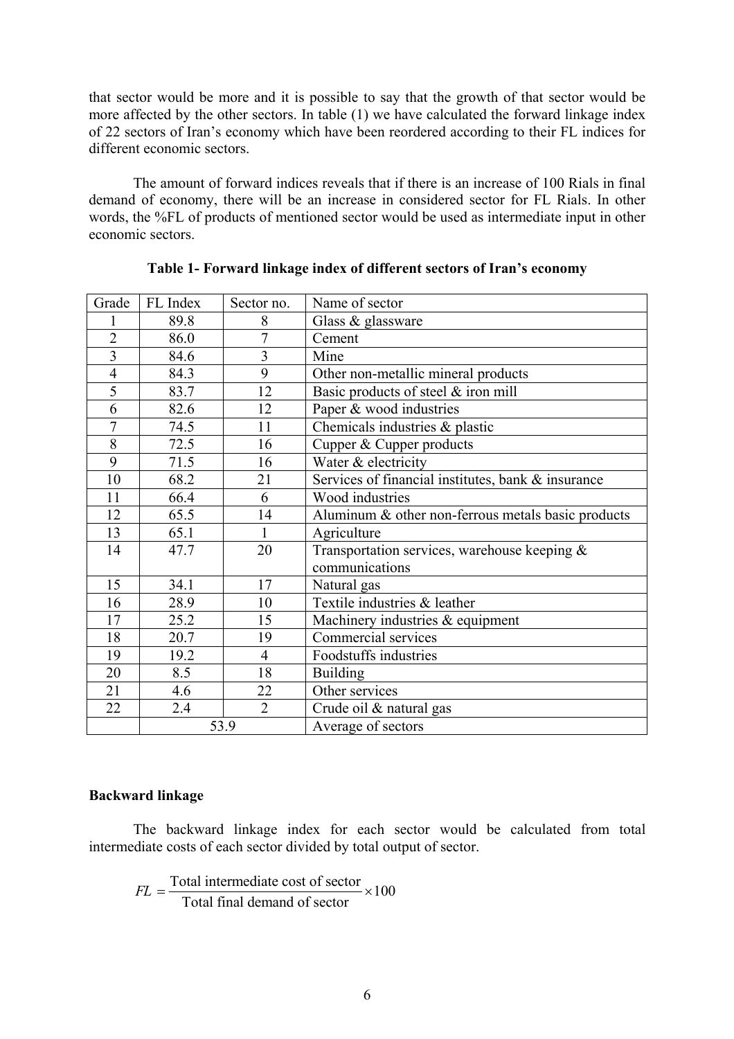that sector would be more and it is possible to say that the growth of that sector would be more affected by the other sectors. In table (1) we have calculated the forward linkage index of 22 sectors of Iran's economy which have been reordered according to their FL indices for different economic sectors.

The amount of forward indices reveals that if there is an increase of 100 Rials in final demand of economy, there will be an increase in considered sector for FL Rials. In other words, the %FL of products of mentioned sector would be used as intermediate input in other economic sectors.

**Table 1- Forward linkage index of different sectors of Iran's economy**

| Grade | FL Index | Sector no. | Name of sector |
|---|---|---|---|
| 1 | 89.8 | 8 | Glass & glassware |
| 2 | 86.0 | 7 | Cement |
| 3 | 84.6 | 3 | Mine |
| 4 | 84.3 | 9 | Other non-metallic mineral products |
| 5 | 83.7 | 12 | Basic products of steel & iron mill |
| 6 | 82.6 | 12 | Paper & wood industries |
| 7 | 74.5 | 11 | Chemicals industries & plastic |
| 8 | 72.5 | 16 | Cupper & Cupper products |
| 9 | 71.5 | 16 | Water & electricity |
| 10 | 68.2 | 21 | Services of financial institutes, bank & insurance |
| 11 | 66.4 | 6 | Wood industries |
| 12 | 65.5 | 14 | Aluminum & other non-ferrous metals basic products |
| 13 | 65.1 | 1 | Agriculture |
| 14 | 47.7 | 20 | Transportation services, warehouse keeping & communications |
| 15 | 34.1 | 17 | Natural gas |
| 16 | 28.9 | 10 | Textile industries & leather |
| 17 | 25.2 | 15 | Machinery industries & equipment |
| 18 | 20.7 | 19 | Commercial services |
| 19 | 19.2 | 4 | Foodstuffs industries |
| 20 | 8.5 | 18 | Building |
| 21 | 4.6 | 22 | Other services |
| 22 | 2.4 | 2 | Crude oil & natural gas |
| | 53.9 | | Average of sectors |

**Backward linkage**

The backward linkage index for each sector would be calculated from total intermediate costs of each sector divided by total output of sector.

$$FL = \frac{\text{Total intermediate cost of sector}}{\text{Total final demand of sector}} \times 100$$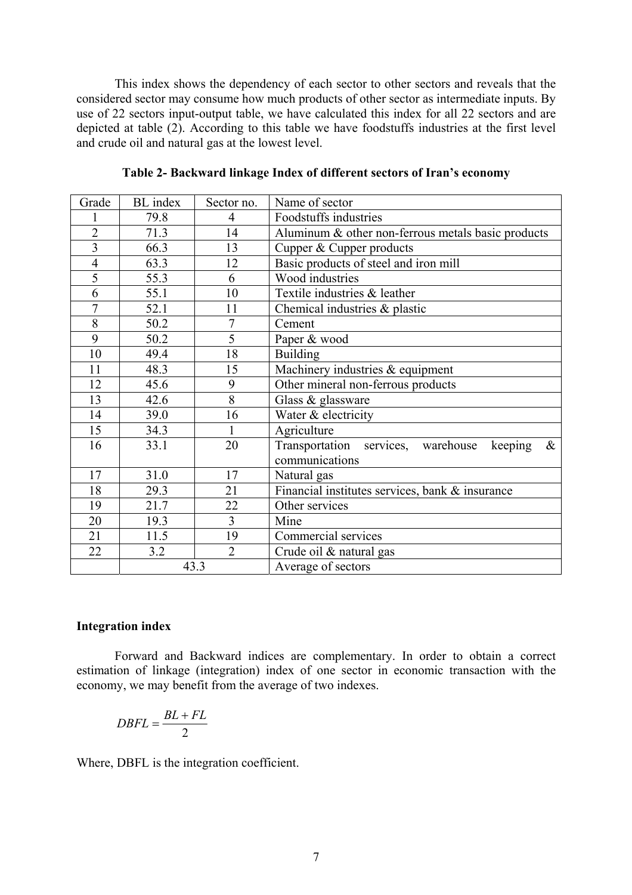This index shows the dependency of each sector to other sectors and reveals that the considered sector may consume how much products of other sector as intermediate inputs. By use of 22 sectors input-output table, we have calculated this index for all 22 sectors and are depicted at table (2). According to this table we have foodstuffs industries at the first level and crude oil and natural gas at the lowest level.

**Table 2- Backward linkage Index of different sectors of Iran's economy**

| Grade | BL index | Sector no. | Name of sector |
|---|---|---|---|
| 1 | 79.8 | 4 | Foodstuffs industries |
| 2 | 71.3 | 14 | Aluminum & other non-ferrous metals basic products |
| 3 | 66.3 | 13 | Cupper & Cupper products |
| 4 | 63.3 | 12 | Basic products of steel and iron mill |
| 5 | 55.3 | 6 | Wood industries |
| 6 | 55.1 | 10 | Textile industries & leather |
| 7 | 52.1 | 11 | Chemical industries & plastic |
| 8 | 50.2 | 7 | Cement |
| 9 | 50.2 | 5 | Paper & wood |
| 10 | 49.4 | 18 | Building |
| 11 | 48.3 | 15 | Machinery industries & equipment |
| 12 | 45.6 | 9 | Other mineral non-ferrous products |
| 13 | 42.6 | 8 | Glass & glassware |
| 14 | 39.0 | 16 | Water & electricity |
| 15 | 34.3 | 1 | Agriculture |
| 16 | 33.1 | 20 | Transportation services, warehouse keeping & communications |
| 17 | 31.0 | 17 | Natural gas |
| 18 | 29.3 | 21 | Financial institutes services, bank & insurance |
| 19 | 21.7 | 22 | Other services |
| 20 | 19.3 | 3 | Mine |
| 21 | 11.5 | 19 | Commercial services |
| 22 | 3.2 | 2 | Crude oil & natural gas |
| | 43.3 | | Average of sectors |

### Integration index

Forward and Backward indices are complementary. In order to obtain a correct estimation of linkage (integration) index of one sector in economic transaction with the economy, we may benefit from the average of two indexes.

$$DBFL = \frac{BL + FL}{2}$$

Where, DBFL is the integration coefficient.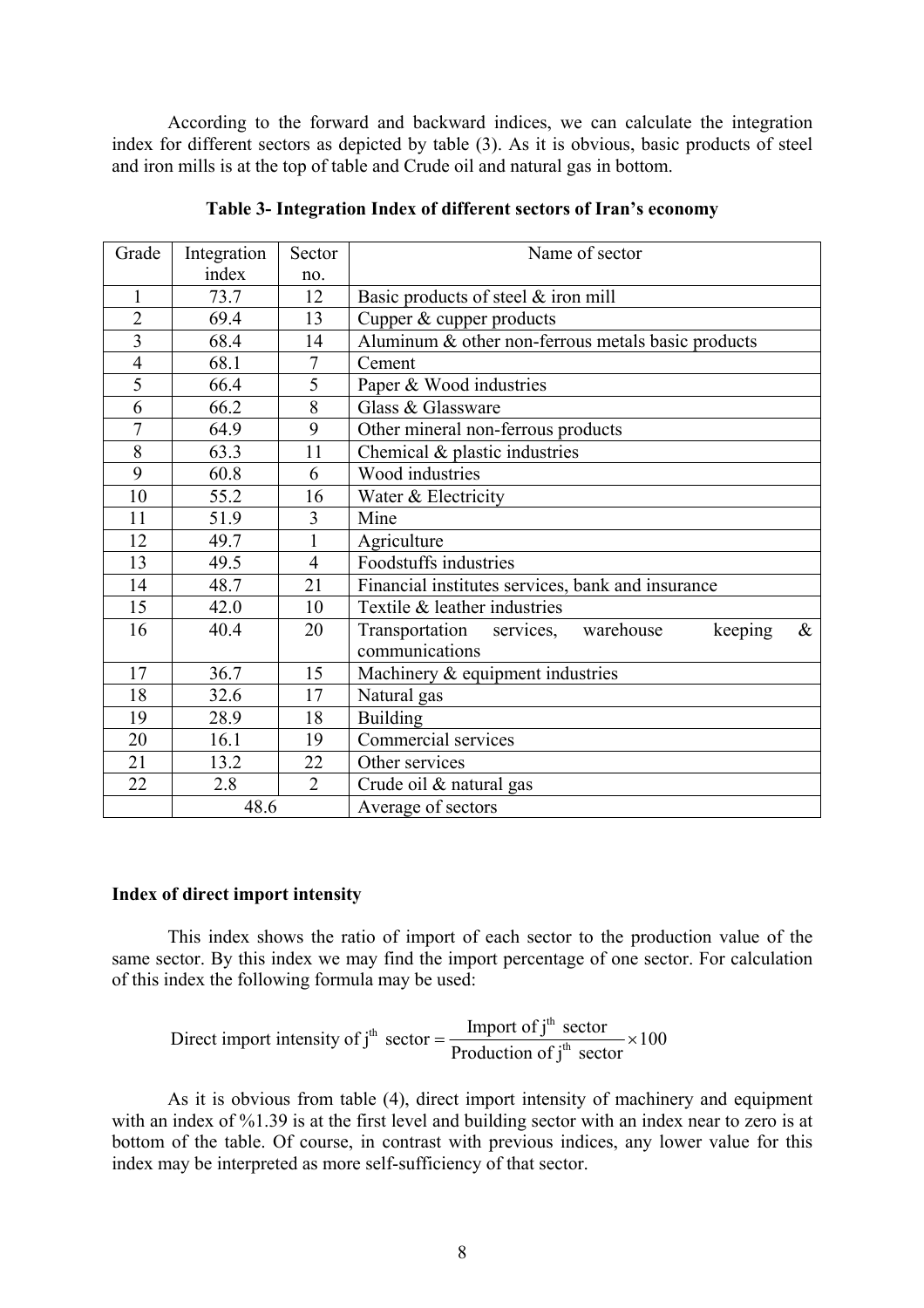According to the forward and backward indices, we can calculate the integration index for different sectors as depicted by table (3). As it is obvious, basic products of steel and iron mills is at the top of table and Crude oil and natural gas in bottom.

**Table 3- Integration Index of different sectors of Iran's economy**

| Grade | Integration index | Sector no. | Name of sector |
|---|---|---|---|
| 1 | 73.7 | 12 | Basic products of steel & iron mill |
| 2 | 69.4 | 13 | Cupper & cupper products |
| 3 | 68.4 | 14 | Aluminum & other non-ferrous metals basic products |
| 4 | 68.1 | 7 | Cement |
| 5 | 66.4 | 5 | Paper & Wood industries |
| 6 | 66.2 | 8 | Glass & Glassware |
| 7 | 64.9 | 9 | Other mineral non-ferrous products |
| 8 | 63.3 | 11 | Chemical & plastic industries |
| 9 | 60.8 | 6 | Wood industries |
| 10 | 55.2 | 16 | Water & Electricity |
| 11 | 51.9 | 3 | Mine |
| 12 | 49.7 | 1 | Agriculture |
| 13 | 49.5 | 4 | Foodstuffs industries |
| 14 | 48.7 | 21 | Financial institutes services, bank and insurance |
| 15 | 42.0 | 10 | Textile & leather industries |
| 16 | 40.4 | 20 | Transportation services, warehouse keeping & communications |
| 17 | 36.7 | 15 | Machinery & equipment industries |
| 18 | 32.6 | 17 | Natural gas |
| 19 | 28.9 | 18 | Building |
| 20 | 16.1 | 19 | Commercial services |
| 21 | 13.2 | 22 | Other services |
| 22 | 2.8 | 2 | Crude oil & natural gas |
| | 48.6 | | Average of sectors |

### Index of direct import intensity

This index shows the ratio of import of each sector to the production value of the same sector. By this index we may find the import percentage of one sector. For calculation of this index the following formula may be used:

$$\text{Direct import intensity of j}^{\text{th}} \text{ sector} = \frac{\text{Import of j}^{\text{th}} \text{ sector}}{\text{Production of j}^{\text{th}} \text{ sector}} \times 100$$

As it is obvious from table (4), direct import intensity of machinery and equipment with an index of %1.39 is at the first level and building sector with an index near to zero is at bottom of the table. Of course, in contrast with previous indices, any lower value for this index may be interpreted as more self-sufficiency of that sector.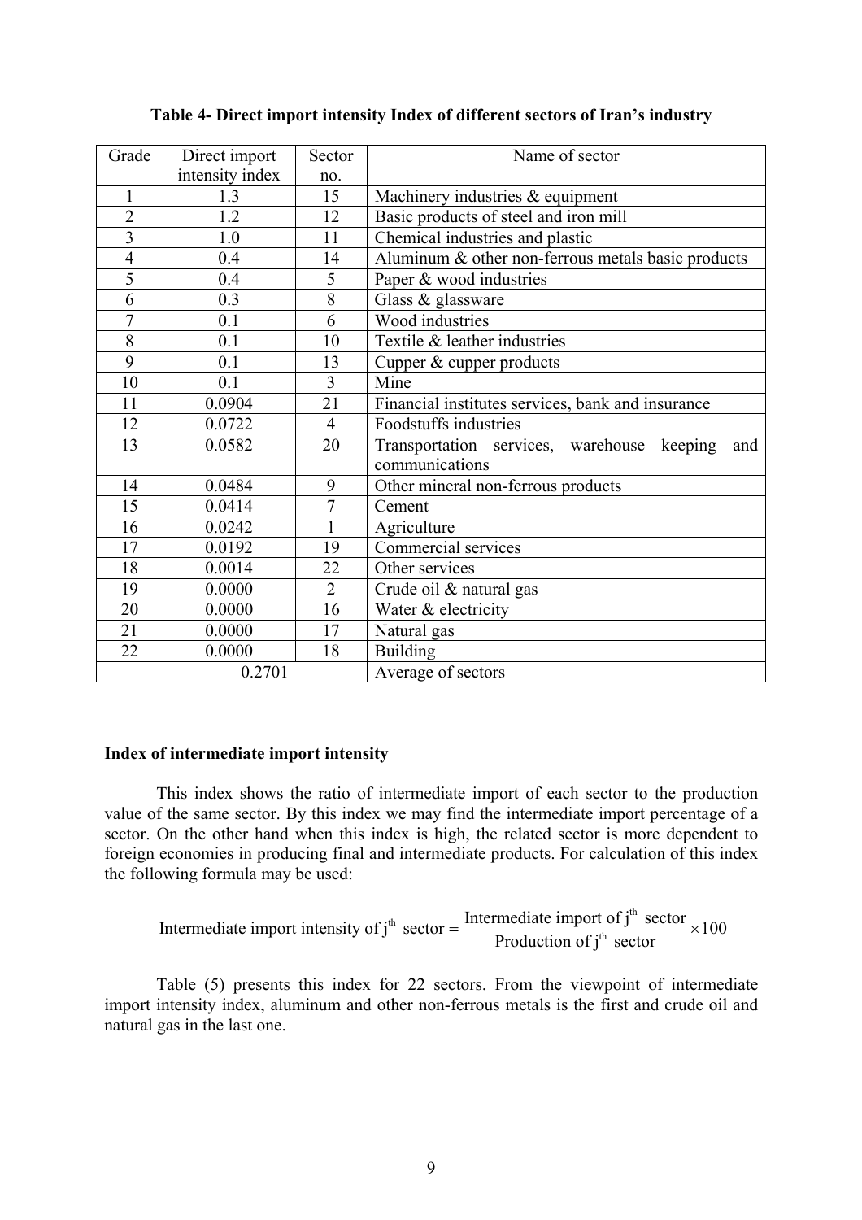**Table 4- Direct import intensity Index of different sectors of Iran's industry**

| Grade | Direct import intensity index | Sector no. | Name of sector |
|---|---|---|---|
| 1 | 1.3 | 15 | Machinery industries & equipment |
| 2 | 1.2 | 12 | Basic products of steel and iron mill |
| 3 | 1.0 | 11 | Chemical industries and plastic |
| 4 | 0.4 | 14 | Aluminum & other non-ferrous metals basic products |
| 5 | 0.4 | 5 | Paper & wood industries |
| 6 | 0.3 | 8 | Glass & glassware |
| 7 | 0.1 | 6 | Wood industries |
| 8 | 0.1 | 10 | Textile & leather industries |
| 9 | 0.1 | 13 | Cupper & cupper products |
| 10 | 0.1 | 3 | Mine |
| 11 | 0.0904 | 21 | Financial institutes services, bank and insurance |
| 12 | 0.0722 | 4 | Foodstuffs industries |
| 13 | 0.0582 | 20 | Transportation services, warehouse keeping and communications |
| 14 | 0.0484 | 9 | Other mineral non-ferrous products |
| 15 | 0.0414 | 7 | Cement |
| 16 | 0.0242 | 1 | Agriculture |
| 17 | 0.0192 | 19 | Commercial services |
| 18 | 0.0014 | 22 | Other services |
| 19 | 0.0000 | 2 | Crude oil & natural gas |
| 20 | 0.0000 | 16 | Water & electricity |
| 21 | 0.0000 | 17 | Natural gas |
| 22 | 0.0000 | 18 | Building |
| | 0.2701 | | Average of sectors |

**Index of intermediate import intensity**

This index shows the ratio of intermediate import of each sector to the production value of the same sector. By this index we may find the intermediate import percentage of a sector. On the other hand when this index is high, the related sector is more dependent to foreign economies in producing final and intermediate products. For calculation of this index the following formula may be used:

$$\text{Intermediate import intensity of } j^{th} \text{ sector} = \frac{\text{Intermediate import of } j^{th} \text{ sector}}{\text{Production of } j^{th} \text{ sector}} \times 100$$

Table (5) presents this index for 22 sectors. From the viewpoint of intermediate import intensity index, aluminum and other non-ferrous metals is the first and crude oil and natural gas in the last one.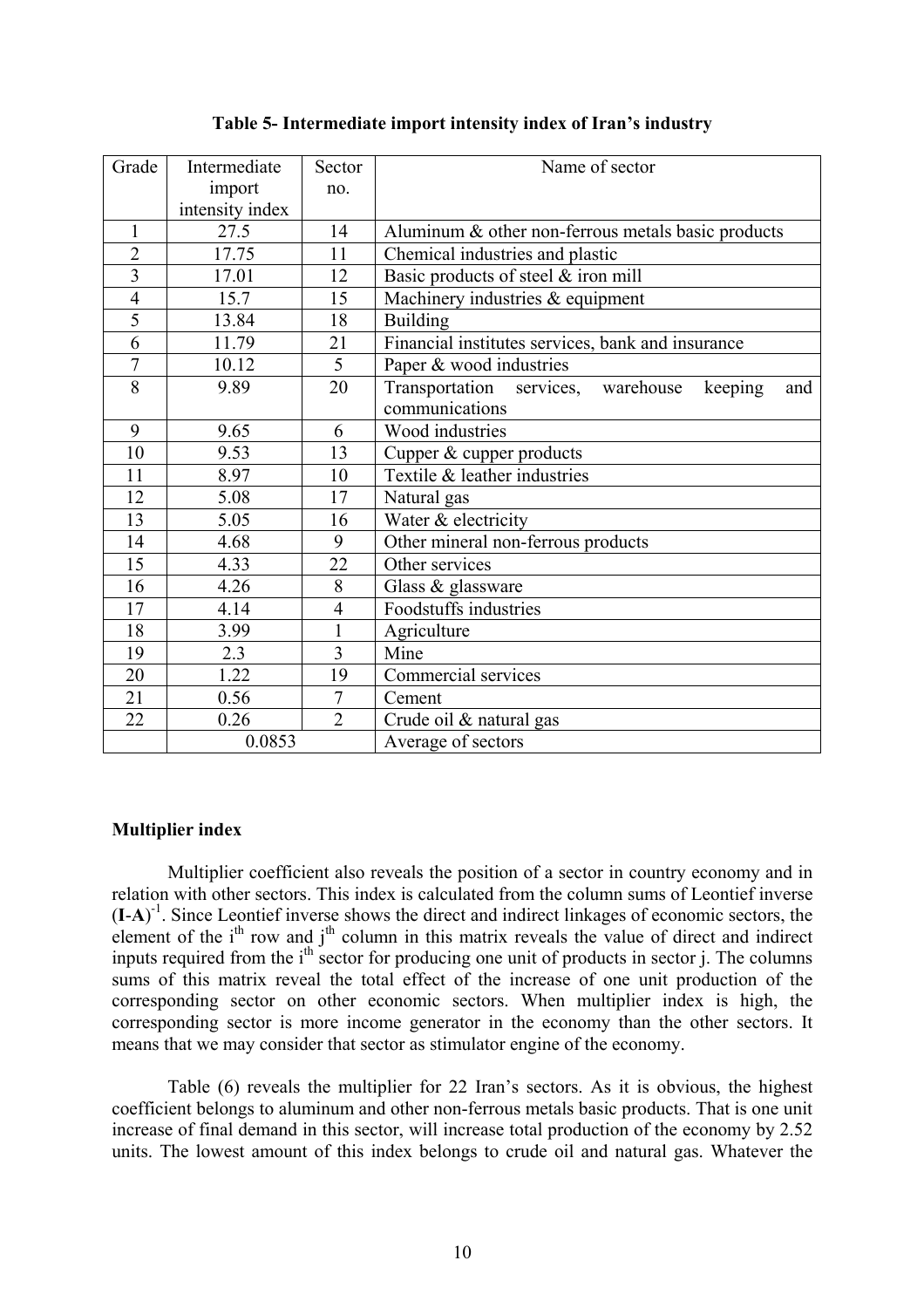**Table 5- Intermediate import intensity index of Iran's industry**

| Grade | Intermediate import intensity index | Sector no. | Name of sector |
|---|---|---|---|
| 1 | 27.5 | 14 | Aluminum & other non-ferrous metals basic products |
| 2 | 17.75 | 11 | Chemical industries and plastic |
| 3 | 17.01 | 12 | Basic products of steel & iron mill |
| 4 | 15.7 | 15 | Machinery industries & equipment |
| 5 | 13.84 | 18 | Building |
| 6 | 11.79 | 21 | Financial institutes services, bank and insurance |
| 7 | 10.12 | 5 | Paper & wood industries |
| 8 | 9.89 | 20 | Transportation services, warehouse keeping and communications |
| 9 | 9.65 | 6 | Wood industries |
| 10 | 9.53 | 13 | Cupper & cupper products |
| 11 | 8.97 | 10 | Textile & leather industries |
| 12 | 5.08 | 17 | Natural gas |
| 13 | 5.05 | 16 | Water & electricity |
| 14 | 4.68 | 9 | Other mineral non-ferrous products |
| 15 | 4.33 | 22 | Other services |
| 16 | 4.26 | 8 | Glass & glassware |
| 17 | 4.14 | 4 | Foodstuffs industries |
| 18 | 3.99 | 1 | Agriculture |
| 19 | 2.3 | 3 | Mine |
| 20 | 1.22 | 19 | Commercial services |
| 21 | 0.56 | 7 | Cement |
| 22 | 0.26 | 2 | Crude oil & natural gas |
| | 0.0853 | | Average of sectors |

**Multiplier index**

Multiplier coefficient also reveals the position of a sector in country economy and in relation with other sectors. This index is calculated from the column sums of Leontief inverse $(\mathbf{I}-\mathbf{A})^{-1}$. Since Leontief inverse shows the direct and indirect linkages of economic sectors, the element of the $i^{th}$ row and $j^{th}$ column in this matrix reveals the value of direct and indirect inputs required from the $i^{th}$ sector for producing one unit of products in sector j. The columns sums of this matrix reveal the total effect of the increase of one unit production of the corresponding sector on other economic sectors. When multiplier index is high, the corresponding sector is more income generator in the economy than the other sectors. It means that we may consider that sector as stimulator engine of the economy.

Table (6) reveals the multiplier for 22 Iran's sectors. As it is obvious, the highest coefficient belongs to aluminum and other non-ferrous metals basic products. That is one unit increase of final demand in this sector, will increase total production of the economy by 2.52 units. The lowest amount of this index belongs to crude oil and natural gas. Whatever the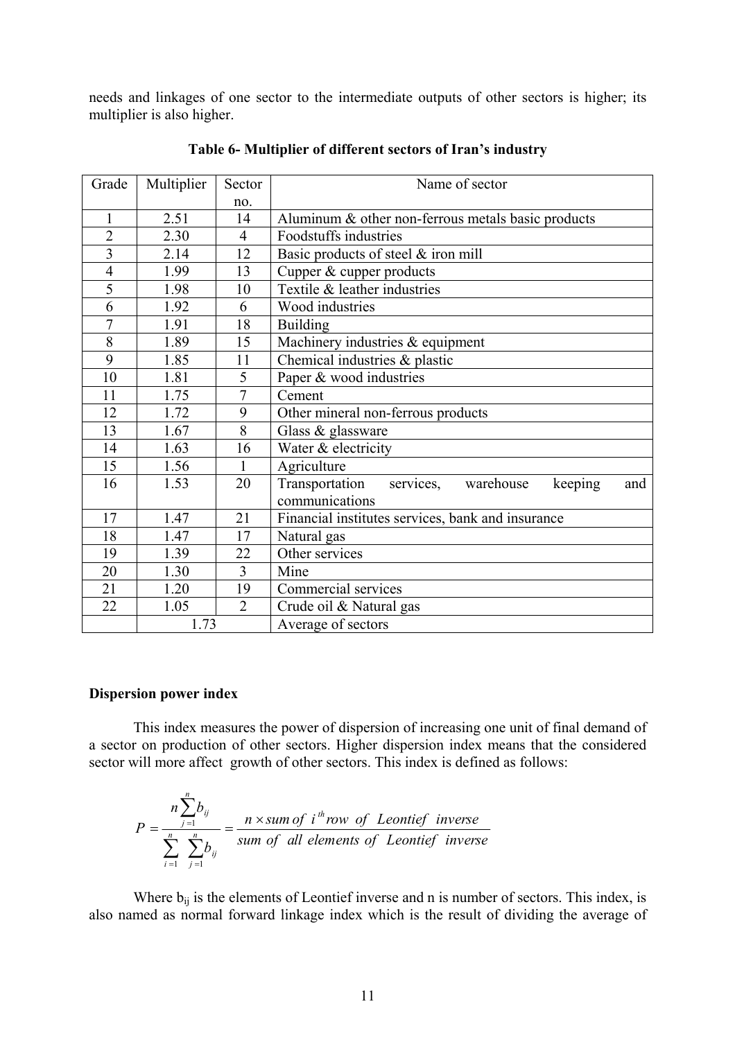needs and linkages of one sector to the intermediate outputs of other sectors is higher; its multiplier is also higher.

**Table 6- Multiplier of different sectors of Iran's industry**

| Grade | Multiplier | Sector no. | Name of sector |
|---|---|---|---|
| 1 | 2.51 | 14 | Aluminum & other non-ferrous metals basic products |
| 2 | 2.30 | 4 | Foodstuffs industries |
| 3 | 2.14 | 12 | Basic products of steel & iron mill |
| 4 | 1.99 | 13 | Cupper & cupper products |
| 5 | 1.98 | 10 | Textile & leather industries |
| 6 | 1.92 | 6 | Wood industries |
| 7 | 1.91 | 18 | Building |
| 8 | 1.89 | 15 | Machinery industries & equipment |
| 9 | 1.85 | 11 | Chemical industries & plastic |
| 10 | 1.81 | 5 | Paper & wood industries |
| 11 | 1.75 | 7 | Cement |
| 12 | 1.72 | 9 | Other mineral non-ferrous products |
| 13 | 1.67 | 8 | Glass & glassware |
| 14 | 1.63 | 16 | Water & electricity |
| 15 | 1.56 | 1 | Agriculture |
| 16 | 1.53 | 20 | Transportation services, warehouse keeping and communications |
| 17 | 1.47 | 21 | Financial institutes services, bank and insurance |
| 18 | 1.47 | 17 | Natural gas |
| 19 | 1.39 | 22 | Other services |
| 20 | 1.30 | 3 | Mine |
| 21 | 1.20 | 19 | Commercial services |
| 22 | 1.05 | 2 | Crude oil & Natural gas |
| | 1.73 | | Average of sectors |

**Dispersion power index**

This index measures the power of dispersion of increasing one unit of final demand of a sector on production of other sectors. Higher dispersion index means that the considered sector will more affect growth of other sectors. This index is defined as follows:

$$P = \frac{n\sum_{j=1}^{n} b_{ij}}{\sum_{i=1}^{n}\sum_{j=1}^{n} b_{ij}} = \frac{n \times sum\ of\ i^{th}\ row\ of\ Leontief\ inverse}{sum\ of\ all\ elements\ of\ Leontief\ inverse}$$

Where $b_{ij}$ is the elements of Leontief inverse and n is number of sectors. This index, is also named as normal forward linkage index which is the result of dividing the average of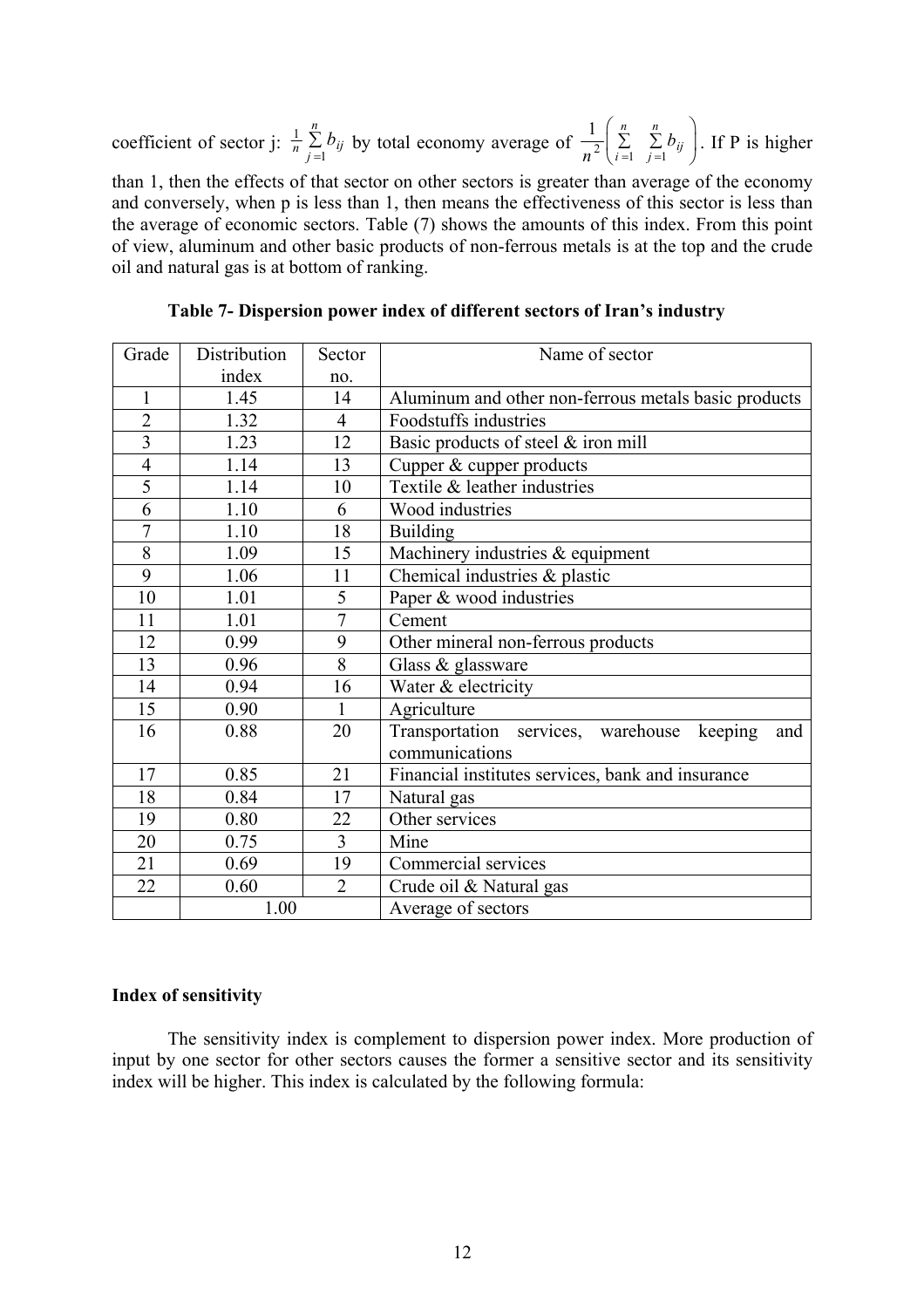coefficient of sector j: $\frac{1}{n}\sum_{j=1}^{n} b_{ij}$ by total economy average of $\frac{1}{n^2}\left(\sum_{i=1}^{n}\sum_{j=1}^{n} b_{ij}\right)$. If P is higher than 1, then the effects of that sector on other sectors is greater than average of the economy and conversely, when p is less than 1, then means the effectiveness of this sector is less than the average of economic sectors. Table (7) shows the amounts of this index. From this point of view, aluminum and other basic products of non-ferrous metals is at the top and the crude oil and natural gas is at bottom of ranking.

**Table 7- Dispersion power index of different sectors of Iran's industry**

| Grade | Distribution index | Sector no. | Name of sector |
|---|---|---|---|
| 1 | 1.45 | 14 | Aluminum and other non-ferrous metals basic products |
| 2 | 1.32 | 4 | Foodstuffs industries |
| 3 | 1.23 | 12 | Basic products of steel & iron mill |
| 4 | 1.14 | 13 | Cupper & cupper products |
| 5 | 1.14 | 10 | Textile & leather industries |
| 6 | 1.10 | 6 | Wood industries |
| 7 | 1.10 | 18 | Building |
| 8 | 1.09 | 15 | Machinery industries & equipment |
| 9 | 1.06 | 11 | Chemical industries & plastic |
| 10 | 1.01 | 5 | Paper & wood industries |
| 11 | 1.01 | 7 | Cement |
| 12 | 0.99 | 9 | Other mineral non-ferrous products |
| 13 | 0.96 | 8 | Glass & glassware |
| 14 | 0.94 | 16 | Water & electricity |
| 15 | 0.90 | 1 | Agriculture |
| 16 | 0.88 | 20 | Transportation services, warehouse keeping and communications |
| 17 | 0.85 | 21 | Financial institutes services, bank and insurance |
| 18 | 0.84 | 17 | Natural gas |
| 19 | 0.80 | 22 | Other services |
| 20 | 0.75 | 3 | Mine |
| 21 | 0.69 | 19 | Commercial services |
| 22 | 0.60 | 2 | Crude oil & Natural gas |
| | 1.00 | | Average of sectors |

**Index of sensitivity**

The sensitivity index is complement to dispersion power index. More production of input by one sector for other sectors causes the former a sensitive sector and its sensitivity index will be higher. This index is calculated by the following formula: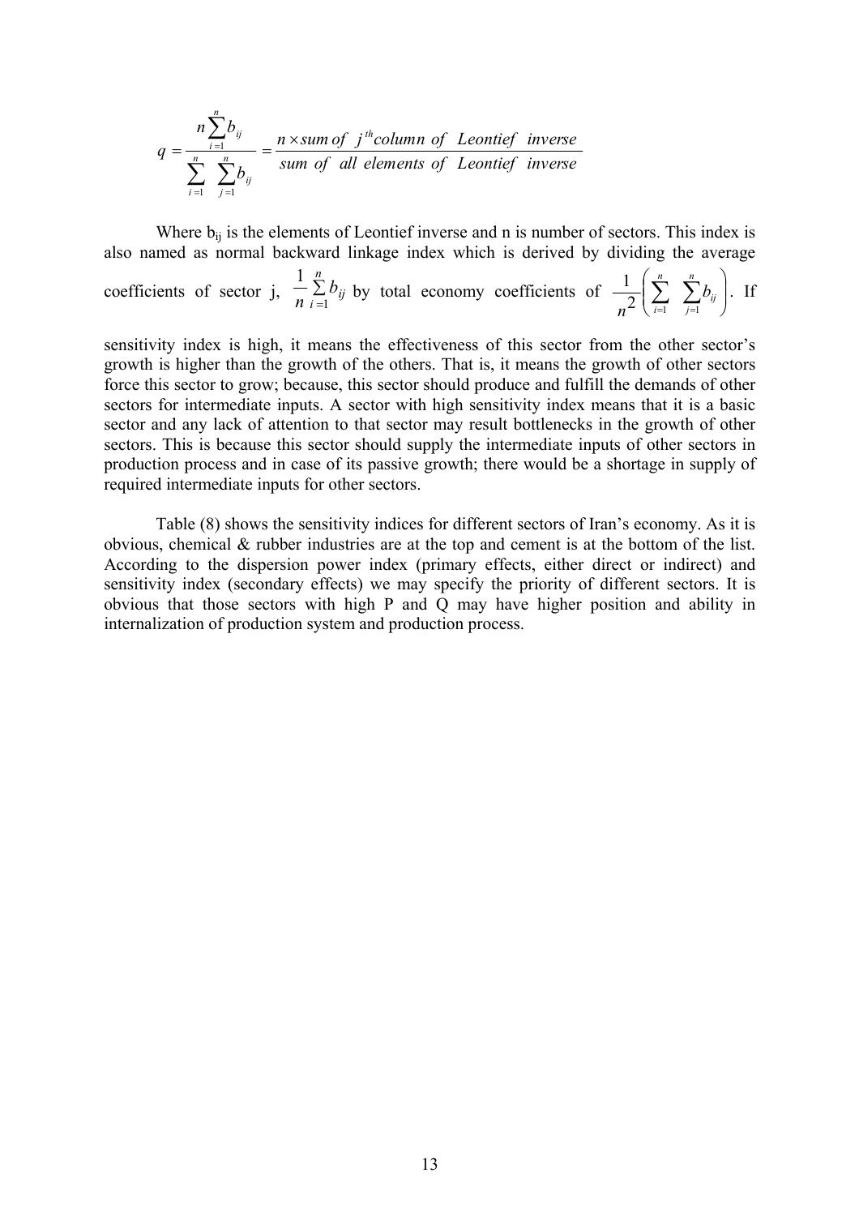$$q = \frac{n\sum_{i=1}^{n} b_{ij}}{\sum_{i=1}^{n}\sum_{j=1}^{n} b_{ij}} = \frac{n \times sum\ of\ \ j^{th} column\ of\ \ Leontief\ \ inverse}{sum\ of\ \ all\ elements\ of\ \ Leontief\ \ inverse}$$

Where $b_{ij}$ is the elements of Leontief inverse and n is number of sectors. This index is also named as normal backward linkage index which is derived by dividing the average coefficients of sector j, $\frac{1}{n}\sum_{i=1}^{n} b_{ij}$ by total economy coefficients of $\frac{1}{n^2}\left(\sum_{i=1}^{n}\ \sum_{j=1}^{n} b_{ij}\right)$. If sensitivity index is high, it means the effectiveness of this sector from the other sector's growth is higher than the growth of the others. That is, it means the growth of other sectors force this sector to grow; because, this sector should produce and fulfill the demands of other sectors for intermediate inputs. A sector with high sensitivity index means that it is a basic sector and any lack of attention to that sector may result bottlenecks in the growth of other sectors. This is because this sector should supply the intermediate inputs of other sectors in production process and in case of its passive growth; there would be a shortage in supply of required intermediate inputs for other sectors.

Table (8) shows the sensitivity indices for different sectors of Iran's economy. As it is obvious, chemical & rubber industries are at the top and cement is at the bottom of the list. According to the dispersion power index (primary effects, either direct or indirect) and sensitivity index (secondary effects) we may specify the priority of different sectors. It is obvious that those sectors with high P and Q may have higher position and ability in internalization of production system and production process.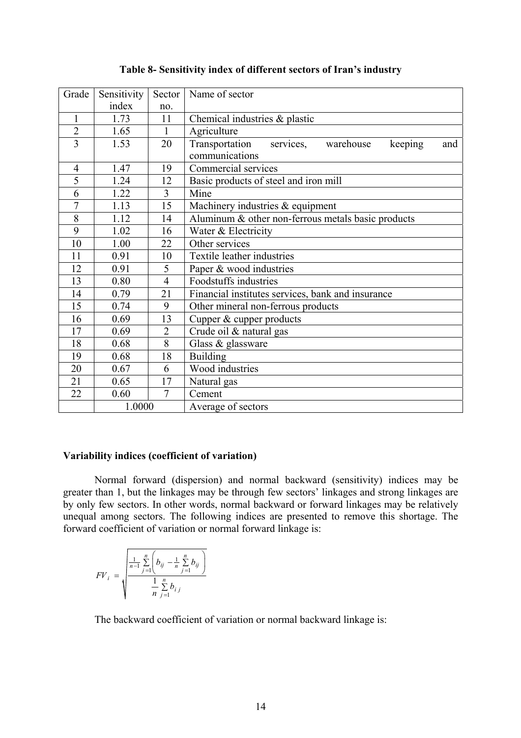**Table 8- Sensitivity index of different sectors of Iran's industry**

| Grade | Sensitivity index | Sector no. | Name of sector |
|---|---|---|---|
| 1 | 1.73 | 11 | Chemical industries & plastic |
| 2 | 1.65 | 1 | Agriculture |
| 3 | 1.53 | 20 | Transportation services, warehouse keeping and communications |
| 4 | 1.47 | 19 | Commercial services |
| 5 | 1.24 | 12 | Basic products of steel and iron mill |
| 6 | 1.22 | 3 | Mine |
| 7 | 1.13 | 15 | Machinery industries & equipment |
| 8 | 1.12 | 14 | Aluminum & other non-ferrous metals basic products |
| 9 | 1.02 | 16 | Water & Electricity |
| 10 | 1.00 | 22 | Other services |
| 11 | 0.91 | 10 | Textile leather industries |
| 12 | 0.91 | 5 | Paper & wood industries |
| 13 | 0.80 | 4 | Foodstuffs industries |
| 14 | 0.79 | 21 | Financial institutes services, bank and insurance |
| 15 | 0.74 | 9 | Other mineral non-ferrous products |
| 16 | 0.69 | 13 | Cupper & cupper products |
| 17 | 0.69 | 2 | Crude oil & natural gas |
| 18 | 0.68 | 8 | Glass & glassware |
| 19 | 0.68 | 18 | Building |
| 20 | 0.67 | 6 | Wood industries |
| 21 | 0.65 | 17 | Natural gas |
| 22 | 0.60 | 7 | Cement |
| | 1.0000 | | Average of sectors |

**Variability indices (coefficient of variation)**

Normal forward (dispersion) and normal backward (sensitivity) indices may be greater than 1, but the linkages may be through few sectors' linkages and strong linkages are by only few sectors. In other words, normal backward or forward linkages may be relatively unequal among sectors. The following indices are presented to remove this shortage. The forward coefficient of variation or normal forward linkage is:

$$FV_i = \sqrt{\frac{\frac{1}{n-1}\sum_{j=1}^{n}\left(b_{ij} - \frac{1}{n}\sum_{j=1}^{n} b_{ij}\right)}{\frac{1}{n}\sum_{j=1}^{n} b_{ij}}}$$

The backward coefficient of variation or normal backward linkage is: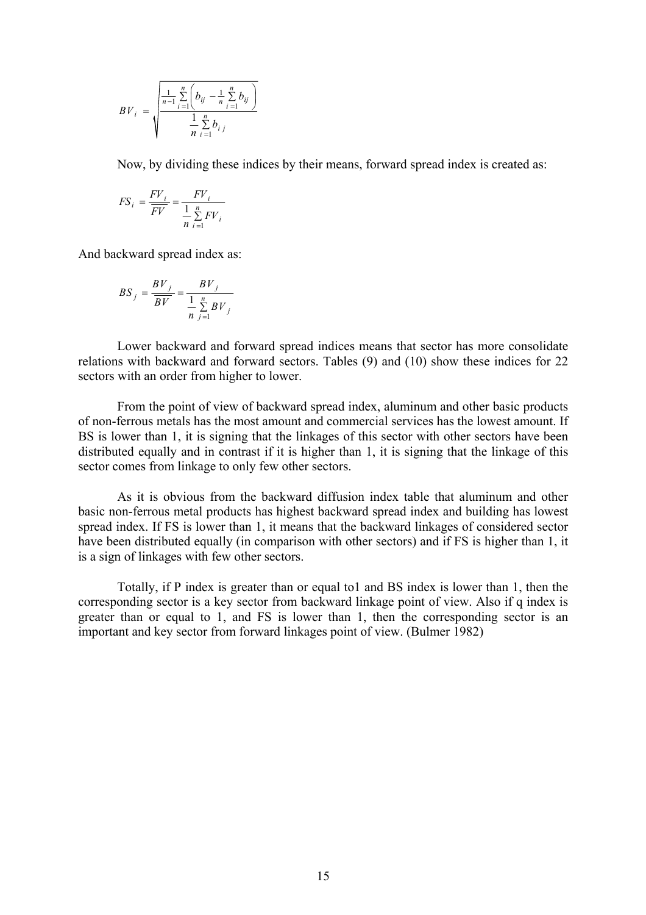$$BV_i = \sqrt{\frac{\frac{1}{n-1}\sum_{i=1}^{n}\left(b_{ij} - \frac{1}{n}\sum_{i=1}^{n} b_{ij}\right)}{\frac{1}{n}\sum_{i=1}^{n} b_{ij}}}$$

Now, by dividing these indices by their means, forward spread index is created as:

$$FS_i = \frac{FV_i}{\overline{\overline{FV}}} = \frac{FV_i}{\frac{1}{n}\sum_{i=1}^{n} FV_i}$$

And backward spread index as:

$$BS_j = \frac{BV_j}{\overline{\overline{BV}}} = \frac{BV_j}{\frac{1}{n}\sum_{j=1}^{n} BV_j}$$

Lower backward and forward spread indices means that sector has more consolidate relations with backward and forward sectors. Tables (9) and (10) show these indices for 22 sectors with an order from higher to lower.

From the point of view of backward spread index, aluminum and other basic products of non-ferrous metals has the most amount and commercial services has the lowest amount. If BS is lower than 1, it is signing that the linkages of this sector with other sectors have been distributed equally and in contrast if it is higher than 1, it is signing that the linkage of this sector comes from linkage to only few other sectors.

As it is obvious from the backward diffusion index table that aluminum and other basic non-ferrous metal products has highest backward spread index and building has lowest spread index. If FS is lower than 1, it means that the backward linkages of considered sector have been distributed equally (in comparison with other sectors) and if FS is higher than 1, it is a sign of linkages with few other sectors.

Totally, if P index is greater than or equal to1 and BS index is lower than 1, then the corresponding sector is a key sector from backward linkage point of view. Also if q index is greater than or equal to 1, and FS is lower than 1, then the corresponding sector is an important and key sector from forward linkages point of view. (Bulmer 1982)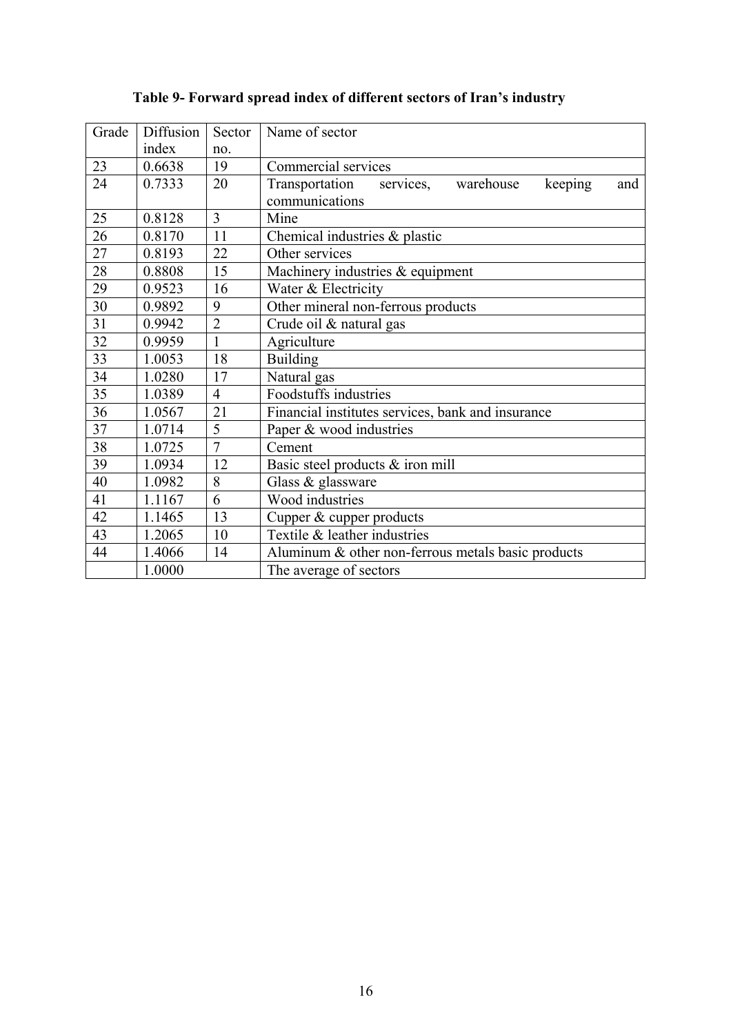**Table 9- Forward spread index of different sectors of Iran's industry**

| Grade | Diffusion index | Sector no. | Name of sector |
|---|---|---|---|
| 23 | 0.6638 | 19 | Commercial services |
| 24 | 0.7333 | 20 | Transportation services, warehouse keeping and communications |
| 25 | 0.8128 | 3 | Mine |
| 26 | 0.8170 | 11 | Chemical industries & plastic |
| 27 | 0.8193 | 22 | Other services |
| 28 | 0.8808 | 15 | Machinery industries & equipment |
| 29 | 0.9523 | 16 | Water & Electricity |
| 30 | 0.9892 | 9 | Other mineral non-ferrous products |
| 31 | 0.9942 | 2 | Crude oil & natural gas |
| 32 | 0.9959 | 1 | Agriculture |
| 33 | 1.0053 | 18 | Building |
| 34 | 1.0280 | 17 | Natural gas |
| 35 | 1.0389 | 4 | Foodstuffs industries |
| 36 | 1.0567 | 21 | Financial institutes services, bank and insurance |
| 37 | 1.0714 | 5 | Paper & wood industries |
| 38 | 1.0725 | 7 | Cement |
| 39 | 1.0934 | 12 | Basic steel products & iron mill |
| 40 | 1.0982 | 8 | Glass & glassware |
| 41 | 1.1167 | 6 | Wood industries |
| 42 | 1.1465 | 13 | Cupper & cupper products |
| 43 | 1.2065 | 10 | Textile & leather industries |
| 44 | 1.4066 | 14 | Aluminum & other non-ferrous metals basic products |
| | 1.0000 | | The average of sectors |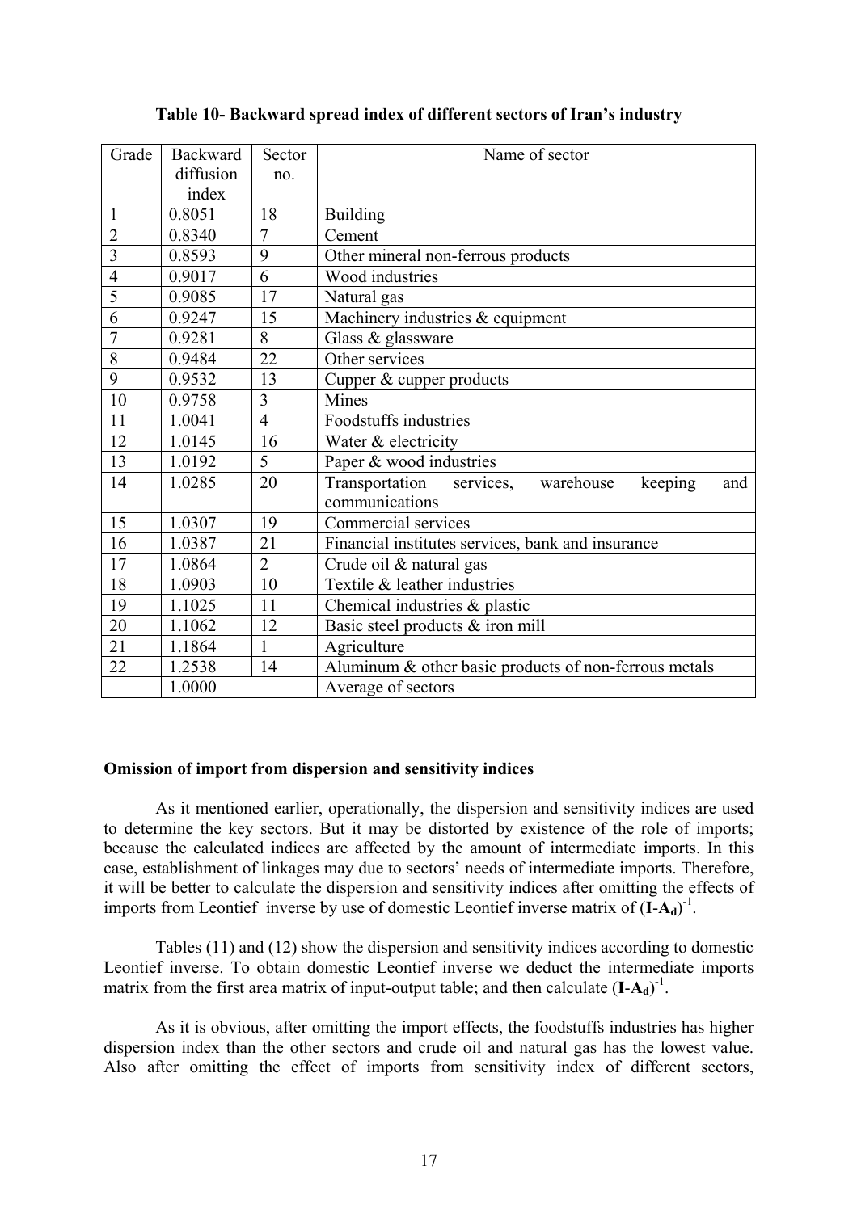**Table 10- Backward spread index of different sectors of Iran's industry**

| Grade | Backward diffusion index | Sector no. | Name of sector |
|---|---|---|---|
| 1 | 0.8051 | 18 | Building |
| 2 | 0.8340 | 7 | Cement |
| 3 | 0.8593 | 9 | Other mineral non-ferrous products |
| 4 | 0.9017 | 6 | Wood industries |
| 5 | 0.9085 | 17 | Natural gas |
| 6 | 0.9247 | 15 | Machinery industries & equipment |
| 7 | 0.9281 | 8 | Glass & glassware |
| 8 | 0.9484 | 22 | Other services |
| 9 | 0.9532 | 13 | Cupper & cupper products |
| 10 | 0.9758 | 3 | Mines |
| 11 | 1.0041 | 4 | Foodstuffs industries |
| 12 | 1.0145 | 16 | Water & electricity |
| 13 | 1.0192 | 5 | Paper & wood industries |
| 14 | 1.0285 | 20 | Transportation services, warehouse keeping and communications |
| 15 | 1.0307 | 19 | Commercial services |
| 16 | 1.0387 | 21 | Financial institutes services, bank and insurance |
| 17 | 1.0864 | 2 | Crude oil & natural gas |
| 18 | 1.0903 | 10 | Textile & leather industries |
| 19 | 1.1025 | 11 | Chemical industries & plastic |
| 20 | 1.1062 | 12 | Basic steel products & iron mill |
| 21 | 1.1864 | 1 | Agriculture |
| 22 | 1.2538 | 14 | Aluminum & other basic products of non-ferrous metals |
| | 1.0000 | | Average of sectors |

**Omission of import from dispersion and sensitivity indices**

As it mentioned earlier, operationally, the dispersion and sensitivity indices are used to determine the key sectors. But it may be distorted by existence of the role of imports; because the calculated indices are affected by the amount of intermediate imports. In this case, establishment of linkages may due to sectors' needs of intermediate imports. Therefore, it will be better to calculate the dispersion and sensitivity indices after omitting the effects of imports from Leontief inverse by use of domestic Leontief inverse matrix of $(\mathbf{I}\text{-}\mathbf{A_d})^{-1}$.

Tables (11) and (12) show the dispersion and sensitivity indices according to domestic Leontief inverse. To obtain domestic Leontief inverse we deduct the intermediate imports matrix from the first area matrix of input-output table; and then calculate $(\mathbf{I}\text{-}\mathbf{A_d})^{-1}$.

As it is obvious, after omitting the import effects, the foodstuffs industries has higher dispersion index than the other sectors and crude oil and natural gas has the lowest value. Also after omitting the effect of imports from sensitivity index of different sectors,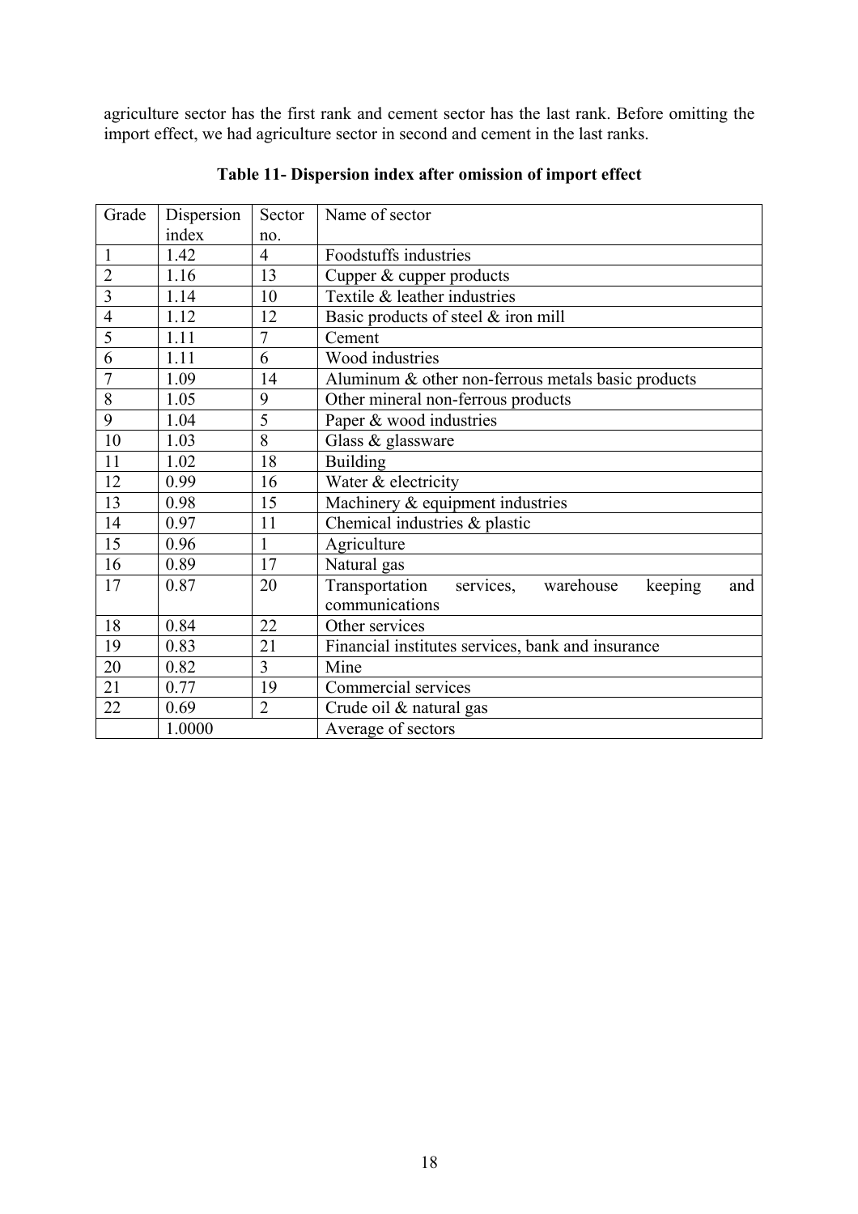agriculture sector has the first rank and cement sector has the last rank. Before omitting the import effect, we had agriculture sector in second and cement in the last ranks.

**Table 11- Dispersion index after omission of import effect**

| Grade | Dispersion index | Sector no. | Name of sector |
|---|---|---|---|
| 1 | 1.42 | 4 | Foodstuffs industries |
| 2 | 1.16 | 13 | Cupper & cupper products |
| 3 | 1.14 | 10 | Textile & leather industries |
| 4 | 1.12 | 12 | Basic products of steel & iron mill |
| 5 | 1.11 | 7 | Cement |
| 6 | 1.11 | 6 | Wood industries |
| 7 | 1.09 | 14 | Aluminum & other non-ferrous metals basic products |
| 8 | 1.05 | 9 | Other mineral non-ferrous products |
| 9 | 1.04 | 5 | Paper & wood industries |
| 10 | 1.03 | 8 | Glass & glassware |
| 11 | 1.02 | 18 | Building |
| 12 | 0.99 | 16 | Water & electricity |
| 13 | 0.98 | 15 | Machinery & equipment industries |
| 14 | 0.97 | 11 | Chemical industries & plastic |
| 15 | 0.96 | 1 | Agriculture |
| 16 | 0.89 | 17 | Natural gas |
| 17 | 0.87 | 20 | Transportation services, warehouse keeping and communications |
| 18 | 0.84 | 22 | Other services |
| 19 | 0.83 | 21 | Financial institutes services, bank and insurance |
| 20 | 0.82 | 3 | Mine |
| 21 | 0.77 | 19 | Commercial services |
| 22 | 0.69 | 2 | Crude oil & natural gas |
| | 1.0000 | | Average of sectors |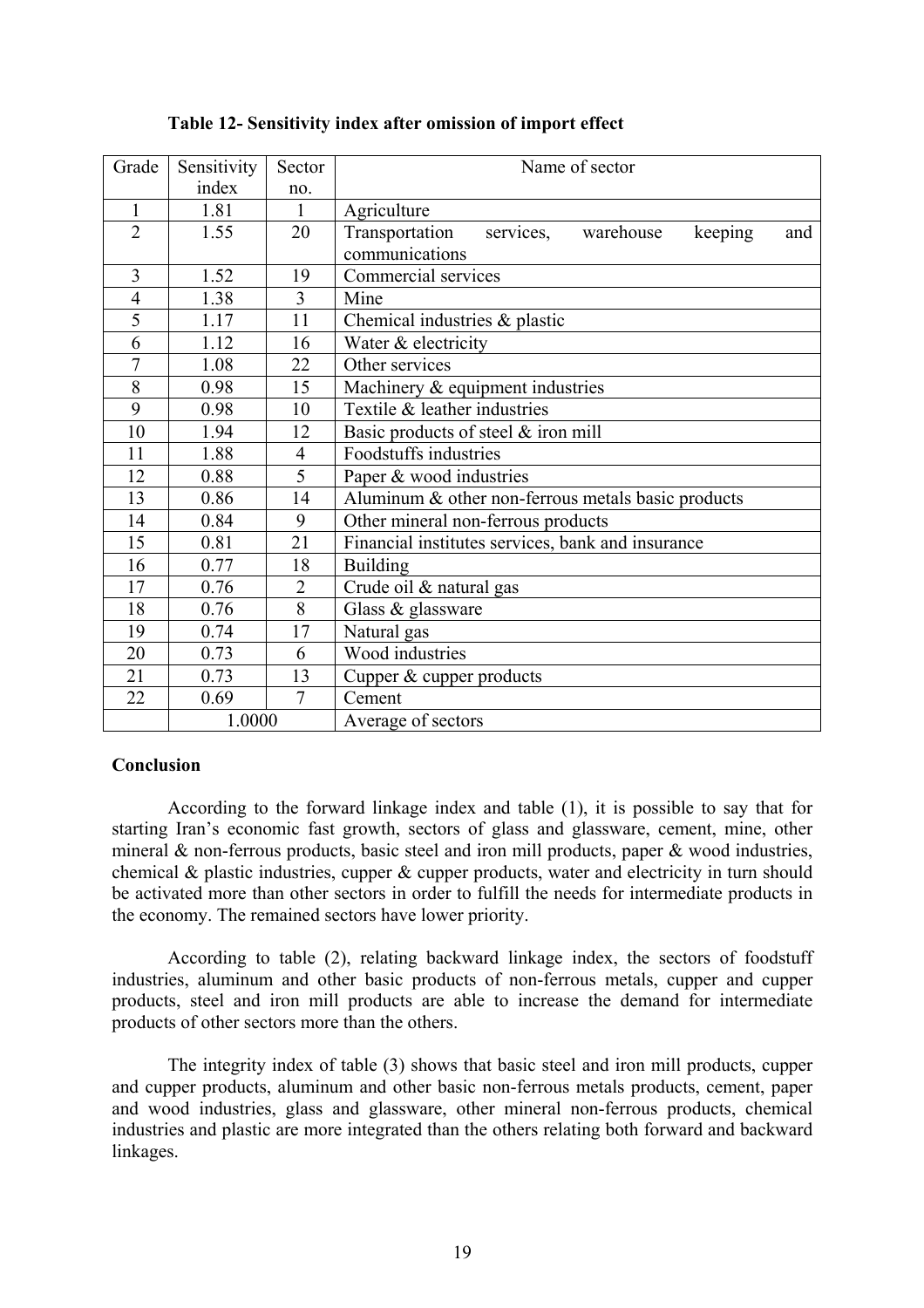**Table 12- Sensitivity index after omission of import effect**

| Grade | Sensitivity index | Sector no. | Name of sector |
|---|---|---|---|
| 1 | 1.81 | 1 | Agriculture |
| 2 | 1.55 | 20 | Transportation services, warehouse keeping and communications |
| 3 | 1.52 | 19 | Commercial services |
| 4 | 1.38 | 3 | Mine |
| 5 | 1.17 | 11 | Chemical industries & plastic |
| 6 | 1.12 | 16 | Water & electricity |
| 7 | 1.08 | 22 | Other services |
| 8 | 0.98 | 15 | Machinery & equipment industries |
| 9 | 0.98 | 10 | Textile & leather industries |
| 10 | 1.94 | 12 | Basic products of steel & iron mill |
| 11 | 1.88 | 4 | Foodstuffs industries |
| 12 | 0.88 | 5 | Paper & wood industries |
| 13 | 0.86 | 14 | Aluminum & other non-ferrous metals basic products |
| 14 | 0.84 | 9 | Other mineral non-ferrous products |
| 15 | 0.81 | 21 | Financial institutes services, bank and insurance |
| 16 | 0.77 | 18 | Building |
| 17 | 0.76 | 2 | Crude oil & natural gas |
| 18 | 0.76 | 8 | Glass & glassware |
| 19 | 0.74 | 17 | Natural gas |
| 20 | 0.73 | 6 | Wood industries |
| 21 | 0.73 | 13 | Cupper & cupper products |
| 22 | 0.69 | 7 | Cement |
| | 1.0000 | | Average of sectors |

**Conclusion**

According to the forward linkage index and table (1), it is possible to say that for starting Iran's economic fast growth, sectors of glass and glassware, cement, mine, other mineral & non-ferrous products, basic steel and iron mill products, paper & wood industries, chemical & plastic industries, cupper & cupper products, water and electricity in turn should be activated more than other sectors in order to fulfill the needs for intermediate products in the economy. The remained sectors have lower priority.

According to table (2), relating backward linkage index, the sectors of foodstuff industries, aluminum and other basic products of non-ferrous metals, cupper and cupper products, steel and iron mill products are able to increase the demand for intermediate products of other sectors more than the others.

The integrity index of table (3) shows that basic steel and iron mill products, cupper and cupper products, aluminum and other basic non-ferrous metals products, cement, paper and wood industries, glass and glassware, other mineral non-ferrous products, chemical industries and plastic are more integrated than the others relating both forward and backward linkages.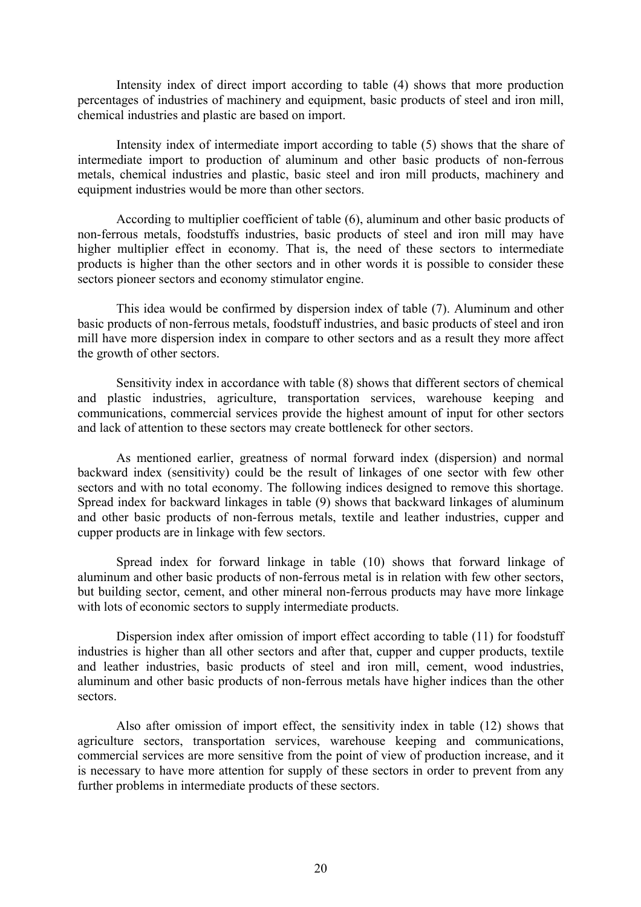Intensity index of direct import according to table (4) shows that more production percentages of industries of machinery and equipment, basic products of steel and iron mill, chemical industries and plastic are based on import.

Intensity index of intermediate import according to table (5) shows that the share of intermediate import to production of aluminum and other basic products of non-ferrous metals, chemical industries and plastic, basic steel and iron mill products, machinery and equipment industries would be more than other sectors.

According to multiplier coefficient of table (6), aluminum and other basic products of non-ferrous metals, foodstuffs industries, basic products of steel and iron mill may have higher multiplier effect in economy. That is, the need of these sectors to intermediate products is higher than the other sectors and in other words it is possible to consider these sectors pioneer sectors and economy stimulator engine.

This idea would be confirmed by dispersion index of table (7). Aluminum and other basic products of non-ferrous metals, foodstuff industries, and basic products of steel and iron mill have more dispersion index in compare to other sectors and as a result they more affect the growth of other sectors.

Sensitivity index in accordance with table (8) shows that different sectors of chemical and plastic industries, agriculture, transportation services, warehouse keeping and communications, commercial services provide the highest amount of input for other sectors and lack of attention to these sectors may create bottleneck for other sectors.

As mentioned earlier, greatness of normal forward index (dispersion) and normal backward index (sensitivity) could be the result of linkages of one sector with few other sectors and with no total economy. The following indices designed to remove this shortage. Spread index for backward linkages in table (9) shows that backward linkages of aluminum and other basic products of non-ferrous metals, textile and leather industries, cupper and cupper products are in linkage with few sectors.

Spread index for forward linkage in table (10) shows that forward linkage of aluminum and other basic products of non-ferrous metal is in relation with few other sectors, but building sector, cement, and other mineral non-ferrous products may have more linkage with lots of economic sectors to supply intermediate products.

Dispersion index after omission of import effect according to table (11) for foodstuff industries is higher than all other sectors and after that, cupper and cupper products, textile and leather industries, basic products of steel and iron mill, cement, wood industries, aluminum and other basic products of non-ferrous metals have higher indices than the other sectors.

Also after omission of import effect, the sensitivity index in table (12) shows that agriculture sectors, transportation services, warehouse keeping and communications, commercial services are more sensitive from the point of view of production increase, and it is necessary to have more attention for supply of these sectors in order to prevent from any further problems in intermediate products of these sectors.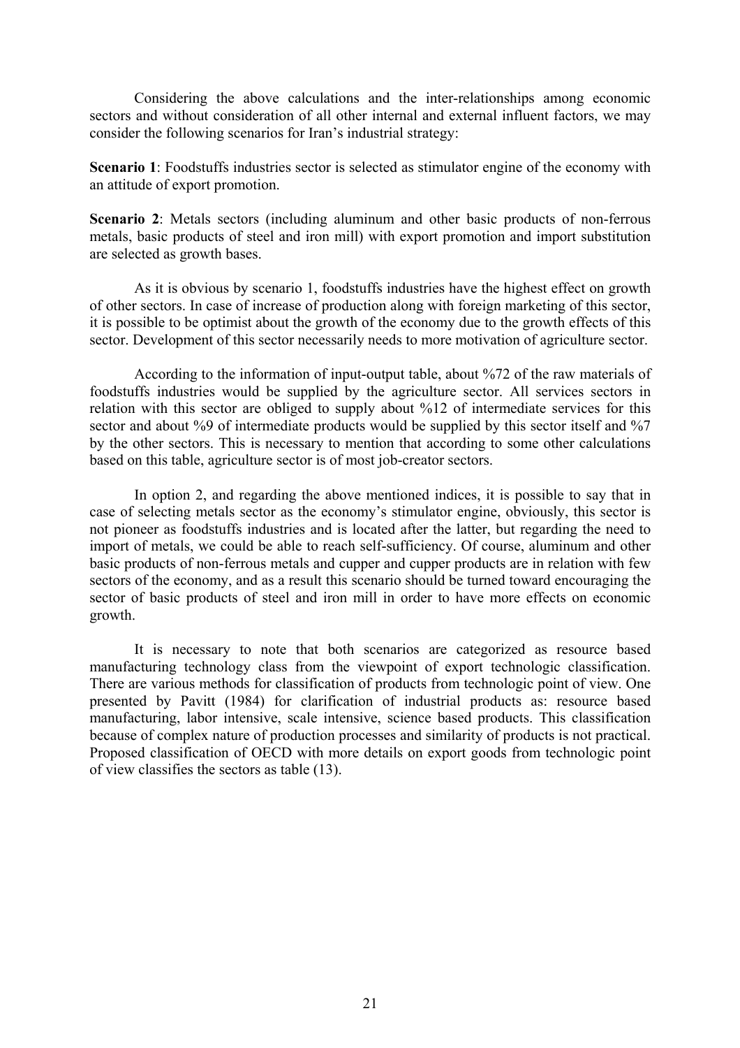Considering the above calculations and the inter-relationships among economic sectors and without consideration of all other internal and external influent factors, we may consider the following scenarios for Iran's industrial strategy:

**Scenario 1**: Foodstuffs industries sector is selected as stimulator engine of the economy with an attitude of export promotion.

**Scenario 2**: Metals sectors (including aluminum and other basic products of non-ferrous metals, basic products of steel and iron mill) with export promotion and import substitution are selected as growth bases.

As it is obvious by scenario 1, foodstuffs industries have the highest effect on growth of other sectors. In case of increase of production along with foreign marketing of this sector, it is possible to be optimist about the growth of the economy due to the growth effects of this sector. Development of this sector necessarily needs to more motivation of agriculture sector.

According to the information of input-output table, about %72 of the raw materials of foodstuffs industries would be supplied by the agriculture sector. All services sectors in relation with this sector are obliged to supply about %12 of intermediate services for this sector and about %9 of intermediate products would be supplied by this sector itself and %7 by the other sectors. This is necessary to mention that according to some other calculations based on this table, agriculture sector is of most job-creator sectors.

In option 2, and regarding the above mentioned indices, it is possible to say that in case of selecting metals sector as the economy's stimulator engine, obviously, this sector is not pioneer as foodstuffs industries and is located after the latter, but regarding the need to import of metals, we could be able to reach self-sufficiency. Of course, aluminum and other basic products of non-ferrous metals and cupper and cupper products are in relation with few sectors of the economy, and as a result this scenario should be turned toward encouraging the sector of basic products of steel and iron mill in order to have more effects on economic growth.

It is necessary to note that both scenarios are categorized as resource based manufacturing technology class from the viewpoint of export technologic classification. There are various methods for classification of products from technologic point of view. One presented by Pavitt (1984) for clarification of industrial products as: resource based manufacturing, labor intensive, scale intensive, science based products. This classification because of complex nature of production processes and similarity of products is not practical. Proposed classification of OECD with more details on export goods from technologic point of view classifies the sectors as table (13).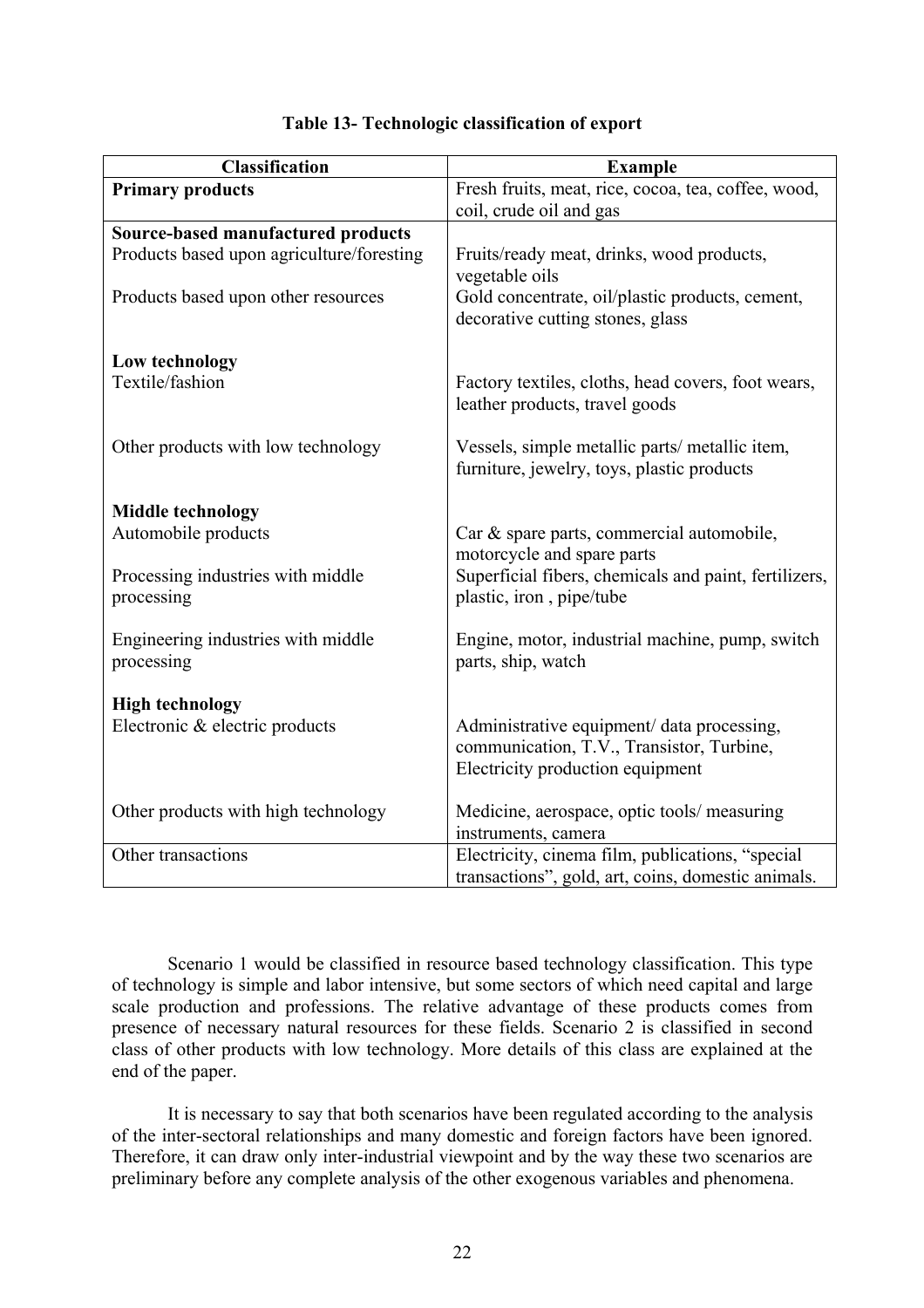**Table 13- Technologic classification of export**

| Classification | Example |
|---|---|
| **Primary products** | Fresh fruits, meat, rice, cocoa, tea, coffee, wood, coil, crude oil and gas |
| **Source-based manufactured products** | |
| Products based upon agriculture/foresting | Fruits/ready meat, drinks, wood products, vegetable oils |
| Products based upon other resources | Gold concentrate, oil/plastic products, cement, decorative cutting stones, glass |
| **Low technology** | |
| Textile/fashion | Factory textiles, cloths, head covers, foot wears, leather products, travel goods |
| Other products with low technology | Vessels, simple metallic parts/ metallic item, furniture, jewelry, toys, plastic products |
| **Middle technology** | |
| Automobile products | Car & spare parts, commercial automobile, motorcycle and spare parts |
| Processing industries with middle processing | Superficial fibers, chemicals and paint, fertilizers, plastic, iron , pipe/tube |
| Engineering industries with middle processing | Engine, motor, industrial machine, pump, switch parts, ship, watch |
| **High technology** | |
| Electronic & electric products | Administrative equipment/ data processing, communication, T.V., Transistor, Turbine, Electricity production equipment |
| Other products with high technology | Medicine, aerospace, optic tools/ measuring instruments, camera |
| Other transactions | Electricity, cinema film, publications, "special transactions", gold, art, coins, domestic animals. |

Scenario 1 would be classified in resource based technology classification. This type of technology is simple and labor intensive, but some sectors of which need capital and large scale production and professions. The relative advantage of these products comes from presence of necessary natural resources for these fields. Scenario 2 is classified in second class of other products with low technology. More details of this class are explained at the end of the paper.

It is necessary to say that both scenarios have been regulated according to the analysis of the inter-sectoral relationships and many domestic and foreign factors have been ignored. Therefore, it can draw only inter-industrial viewpoint and by the way these two scenarios are preliminary before any complete analysis of the other exogenous variables and phenomena.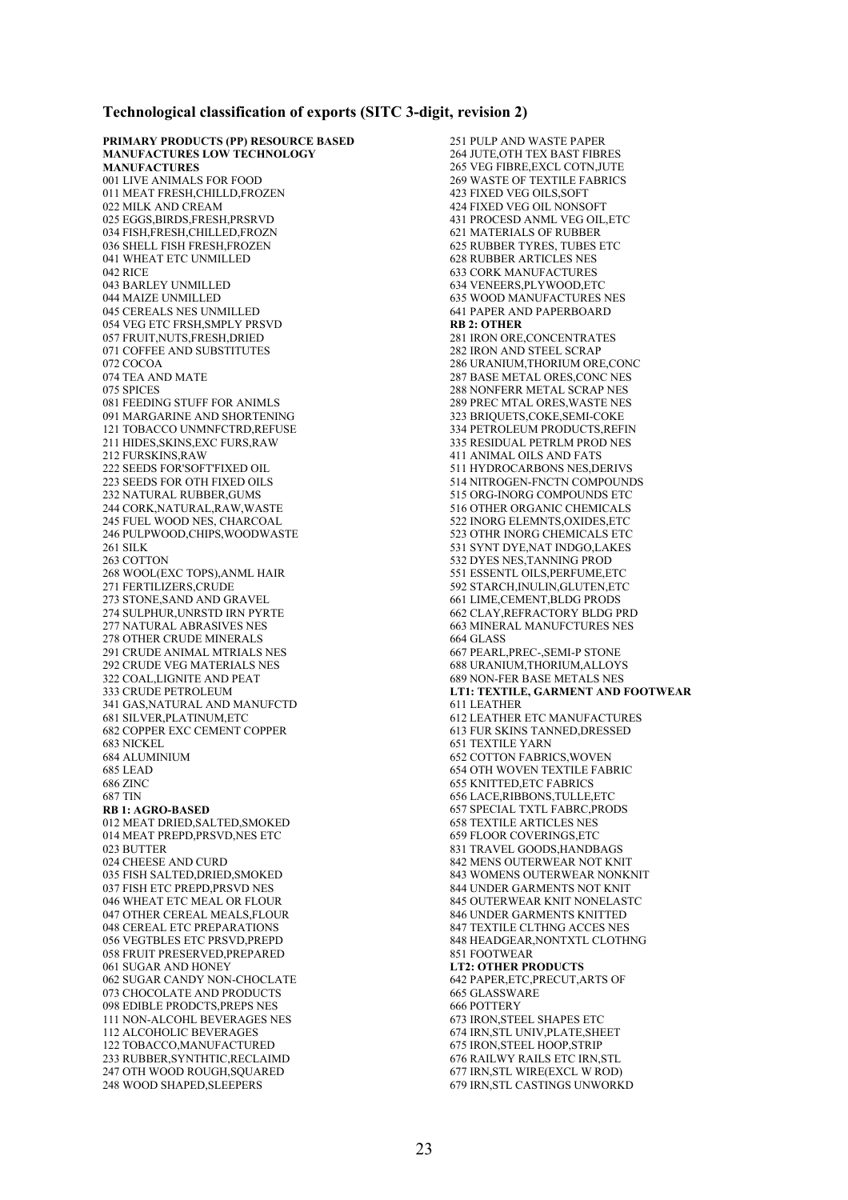## Technological classification of exports (SITC 3-digit, revision 2)

**PRIMARY PRODUCTS (PP) RESOURCE BASED MANUFACTURES LOW TECHNOLOGY MANUFACTURES**

001 LIVE ANIMALS FOR FOOD
011 MEAT FRESH,CHILLD,FROZEN
022 MILK AND CREAM
025 EGGS,BIRDS,FRESH,PRSRVD
034 FISH,FRESH,CHILLED,FROZN
036 SHELL FISH FRESH,FROZEN
041 WHEAT ETC UNMILLED
042 RICE
043 BARLEY UNMILLED
044 MAIZE UNMILLED
045 CEREALS NES UNMILLED
054 VEG ETC FRSH,SMPLY PRSVD
057 FRUIT,NUTS,FRESH,DRIED
071 COFFEE AND SUBSTITUTES
072 COCOA
074 TEA AND MATE
075 SPICES
081 FEEDING STUFF FOR ANIMLS
091 MARGARINE AND SHORTENING
121 TOBACCO UNMNFCTRD,REFUSE
211 HIDES,SKINS,EXC FURS,RAW
212 FURSKINS,RAW
222 SEEDS FOR'SOFT'FIXED OIL
223 SEEDS FOR OTH FIXED OILS
232 NATURAL RUBBER,GUMS
244 CORK,NATURAL,RAW,WASTE
245 FUEL WOOD NES, CHARCOAL
246 PULPWOOD,CHIPS,WOODWASTE
261 SILK
263 COTTON
268 WOOL(EXC TOPS),ANML HAIR
271 FERTILIZERS,CRUDE
273 STONE,SAND AND GRAVEL
274 SULPHUR,UNRSTD IRN PYRTE
277 NATURAL ABRASIVES NES
278 OTHER CRUDE MINERALS
291 CRUDE ANIMAL MTRIALS NES
292 CRUDE VEG MATERIALS NES
322 COAL,LIGNITE AND PEAT
333 CRUDE PETROLEUM
341 GAS,NATURAL AND MANUFCTD
681 SILVER,PLATINUM,ETC
682 COPPER EXC CEMENT COPPER
683 NICKEL
684 ALUMINIUM
685 LEAD
686 ZINC
687 TIN

**RB 1: AGRO-BASED**

012 MEAT DRIED,SALTED,SMOKED
014 MEAT PREPD,PRSVD,NES ETC
023 BUTTER
024 CHEESE AND CURD
035 FISH SALTED,DRIED,SMOKED
037 FISH ETC PREPD,PRSVD NES
046 WHEAT ETC MEAL OR FLOUR
047 OTHER CEREAL MEALS,FLOUR
048 CEREAL ETC PREPARATIONS
056 VEGTBLES ETC PRSVD,PREPD
058 FRUIT PRESERVED,PREPARED
061 SUGAR AND HONEY
062 SUGAR CANDY NON-CHOCLATE
073 CHOCOLATE AND PRODUCTS
098 EDIBLE PRODCTS,PREPS NES
111 NON-ALCOHL BEVERAGES NES
112 ALCOHOLIC BEVERAGES
122 TOBACCO,MANUFACTURED
233 RUBBER,SYNTHTIC,RECLAIMD
247 OTH WOOD ROUGH,SQUARED
248 WOOD SHAPED,SLEEPERS
251 PULP AND WASTE PAPER
264 JUTE,OTH TEX BAST FIBRES
265 VEG FIBRE,EXCL COTN,JUTE
269 WASTE OF TEXTILE FABRICS
423 FIXED VEG OILS,SOFT
424 FIXED VEG OIL NONSOFT
431 PROCESD ANML VEG OIL,ETC
621 MATERIALS OF RUBBER
625 RUBBER TYRES, TUBES ETC
628 RUBBER ARTICLES NES
633 CORK MANUFACTURES
634 VENEERS,PLYWOOD,ETC
635 WOOD MANUFACTURES NES
641 PAPER AND PAPERBOARD

**RB 2: OTHER**

281 IRON ORE,CONCENTRATES
282 IRON AND STEEL SCRAP
286 URANIUM,THORIUM ORE,CONC
287 BASE METAL ORES,CONC NES
288 NONFERR METAL SCRAP NES
289 PREC MTAL ORES,WASTE NES
323 BRIQUETS,COKE,SEMI-COKE
334 PETROLEUM PRODUCTS,REFIN
335 RESIDUAL PETRLM PROD NES
411 ANIMAL OILS AND FATS
511 HYDROCARBONS NES,DERIVS
514 NITROGEN-FNCTN COMPOUNDS
515 ORG-INORG COMPOUNDS ETC
516 OTHER ORGANIC CHEMICALS
522 INORG ELEMNTS,OXIDES,ETC
523 OTHR INORG CHEMICALS ETC
531 SYNT DYE,NAT INDGO,LAKES
532 DYES NES,TANNING PROD
551 ESSENTL OILS,PERFUME,ETC
592 STARCH,INULIN,GLUTEN,ETC
661 LIME,CEMENT,BLDG PRODS
662 CLAY,REFRACTORY BLDG PRD
663 MINERAL MANUFCTURES NES
664 GLASS
667 PEARL,PREC-,SEMI-P STONE
688 URANIUM,THORIUM,ALLOYS
689 NON-FER BASE METALS NES

**LT1: TEXTILE, GARMENT AND FOOTWEAR**

611 LEATHER
612 LEATHER ETC MANUFACTURES
613 FUR SKINS TANNED,DRESSED
651 TEXTILE YARN
652 COTTON FABRICS,WOVEN
654 OTH WOVEN TEXTILE FABRIC
655 KNITTED,ETC FABRICS
656 LACE,RIBBONS,TULLE,ETC
657 SPECIAL TXTL FABRC,PRODS
658 TEXTILE ARTICLES NES
659 FLOOR COVERINGS,ETC
831 TRAVEL GOODS,HANDBAGS
842 MENS OUTERWEAR NOT KNIT
843 WOMENS OUTERWEAR NONKNIT
844 UNDER GARMENTS NOT KNIT
845 OUTERWEAR KNIT NONELASTC
846 UNDER GARMENTS KNITTED
847 TEXTILE CLTHNG ACCES NES
848 HEADGEAR,NONTXTL CLOTHNG
851 FOOTWEAR

**LT2: OTHER PRODUCTS**

642 PAPER,ETC,PRECUT,ARTS OF
665 GLASSWARE
666 POTTERY
673 IRON,STEEL SHAPES ETC
674 IRN,STL UNIV,PLATE,SHEET
675 IRON,STEEL HOOP,STRIP
676 RAILWY RAILS ETC IRN,STL
677 IRN,STL WIRE(EXCL W ROD)
679 IRN,STL CASTINGS UNWORKD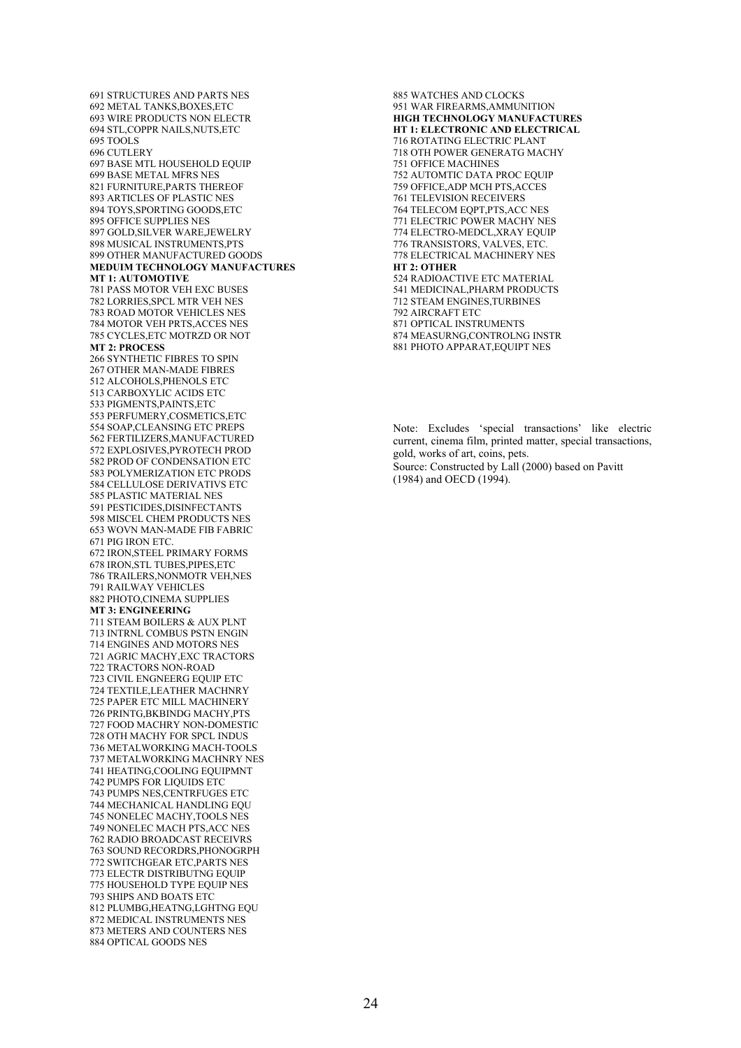691 STRUCTURES AND PARTS NES
692 METAL TANKS,BOXES,ETC
693 WIRE PRODUCTS NON ELECTR
694 STL,COPPR NAILS,NUTS,ETC
695 TOOLS
696 CUTLERY
697 BASE MTL HOUSEHOLD EQUIP
699 BASE METAL MFRS NES
821 FURNITURE,PARTS THEREOF
893 ARTICLES OF PLASTIC NES
894 TOYS,SPORTING GOODS,ETC
895 OFFICE SUPPLIES NES
897 GOLD,SILVER WARE,JEWELRY
898 MUSICAL INSTRUMENTS,PTS
899 OTHER MANUFACTURED GOODS

**MEDUIM TECHNOLOGY MANUFACTURES**

**MT 1: AUTOMOTIVE**

781 PASS MOTOR VEH EXC BUSES
782 LORRIES,SPCL MTR VEH NES
783 ROAD MOTOR VEHICLES NES
784 MOTOR VEH PRTS,ACCES NES
785 CYCLES,ETC MOTRZD OR NOT

**MT 2: PROCESS**

266 SYNTHETIC FIBRES TO SPIN
267 OTHER MAN-MADE FIBRES
512 ALCOHOLS,PHENOLS ETC
513 CARBOXYLIC ACIDS ETC
533 PIGMENTS,PAINTS,ETC
553 PERFUMERY,COSMETICS,ETC
554 SOAP,CLEANSING ETC PREPS
562 FERTILIZERS,MANUFACTURED
572 EXPLOSIVES,PYROTECH PROD
582 PROD OF CONDENSATION ETC
583 POLYMERIZATION ETC PRODS
584 CELLULOSE DERIVATIVS ETC
585 PLASTIC MATERIAL NES
591 PESTICIDES,DISINFECTANTS
598 MISCEL CHEM PRODUCTS NES
653 WOVN MAN-MADE FIB FABRIC
671 PIG IRON ETC.
672 IRON,STEEL PRIMARY FORMS
678 IRON,STL TUBES,PIPES,ETC
786 TRAILERS,NONMOTR VEH,NES
791 RAILWAY VEHICLES
882 PHOTO,CINEMA SUPPLIES

**MT 3: ENGINEERING**

711 STEAM BOILERS & AUX PLNT
713 INTRNL COMBUS PSTN ENGIN
714 ENGINES AND MOTORS NES
721 AGRIC MACHY,EXC TRACTORS
722 TRACTORS NON-ROAD
723 CIVIL ENGNEERG EQUIP ETC
724 TEXTILE,LEATHER MACHNRY
725 PAPER ETC MILL MACHINERY
726 PRINTG,BKBINDG MACHY,PTS
727 FOOD MACHRY NON-DOMESTIC
728 OTH MACHY FOR SPCL INDUS
736 METALWORKING MACH-TOOLS
737 METALWORKING MACHNRY NES
741 HEATING,COOLING EQUIPMNT
742 PUMPS FOR LIQUIDS ETC
743 PUMPS NES,CENTRFUGES ETC
744 MECHANICAL HANDLING EQU
745 NONELEC MACHY,TOOLS NES
749 NONELEC MACH PTS,ACC NES
762 RADIO BROADCAST RECEIVRS
763 SOUND RECORDRS,PHONOGRPH
772 SWITCHGEAR ETC,PARTS NES
773 ELECTR DISTRIBUTNG EQUIP
775 HOUSEHOLD TYPE EQUIP NES
793 SHIPS AND BOATS ETC
812 PLUMBG,HEATNG,LGHTNG EQU
872 MEDICAL INSTRUMENTS NES
873 METERS AND COUNTERS NES
884 OPTICAL GOODS NES
885 WATCHES AND CLOCKS
951 WAR FIREARMS,AMMUNITION

**HIGH TECHNOLOGY MANUFACTURES**

**HT 1: ELECTRONIC AND ELECTRICAL**

716 ROTATING ELECTRIC PLANT
718 OTH POWER GENERATG MACHY
751 OFFICE MACHINES
752 AUTOMTIC DATA PROC EQUIP
759 OFFICE,ADP MCH PTS,ACCES
761 TELEVISION RECEIVERS
764 TELECOM EQPT,PTS,ACC NES
771 ELECTRIC POWER MACHY NES
774 ELECTRO-MEDCL,XRAY EQUIP
776 TRANSISTORS, VALVES, ETC.
778 ELECTRICAL MACHINERY NES

**HT 2: OTHER**

524 RADIOACTIVE ETC MATERIAL
541 MEDICINAL,PHARM PRODUCTS
712 STEAM ENGINES,TURBINES
792 AIRCRAFT ETC
871 OPTICAL INSTRUMENTS
874 MEASURNG,CONTROLNG INSTR
881 PHOTO APPARAT,EQUIPT NES

Note: Excludes 'special transactions' like electric current, cinema film, printed matter, special transactions, gold, works of art, coins, pets.
Source: Constructed by Lall (2000) based on Pavitt (1984) and OECD (1994).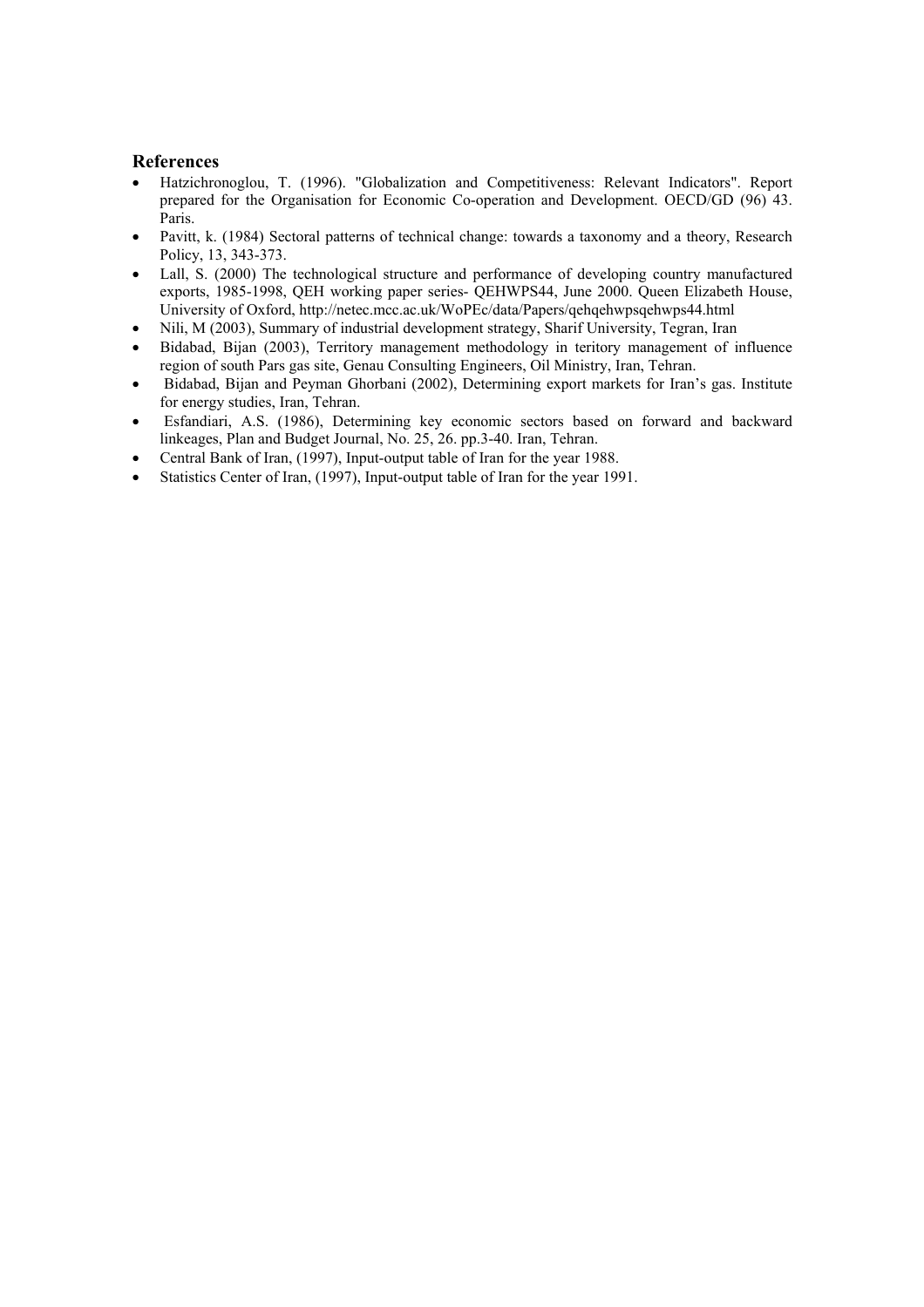## References

- Hatzichronoglou, T. (1996). "Globalization and Competitiveness: Relevant Indicators". Report prepared for the Organisation for Economic Co-operation and Development. OECD/GD (96) 43. Paris.
- Pavitt, k. (1984) Sectoral patterns of technical change: towards a taxonomy and a theory, Research Policy, 13, 343-373.
- Lall, S. (2000) The technological structure and performance of developing country manufactured exports, 1985-1998, QEH working paper series- QEHWPS44, June 2000. Queen Elizabeth House, University of Oxford, http://netec.mcc.ac.uk/WoPEc/data/Papers/qehqehwpsqehwps44.html
- Nili, M (2003), Summary of industrial development strategy, Sharif University, Tegran, Iran
- Bidabad, Bijan (2003), Territory management methodology in teritory management of influence region of south Pars gas site, Genau Consulting Engineers, Oil Ministry, Iran, Tehran.
- Bidabad, Bijan and Peyman Ghorbani (2002), Determining export markets for Iran's gas. Institute for energy studies, Iran, Tehran.
- Esfandiari, A.S. (1986), Determining key economic sectors based on forward and backward linkeages, Plan and Budget Journal, No. 25, 26. pp.3-40. Iran, Tehran.
- Central Bank of Iran, (1997), Input-output table of Iran for the year 1988.
- Statistics Center of Iran, (1997), Input-output table of Iran for the year 1991.